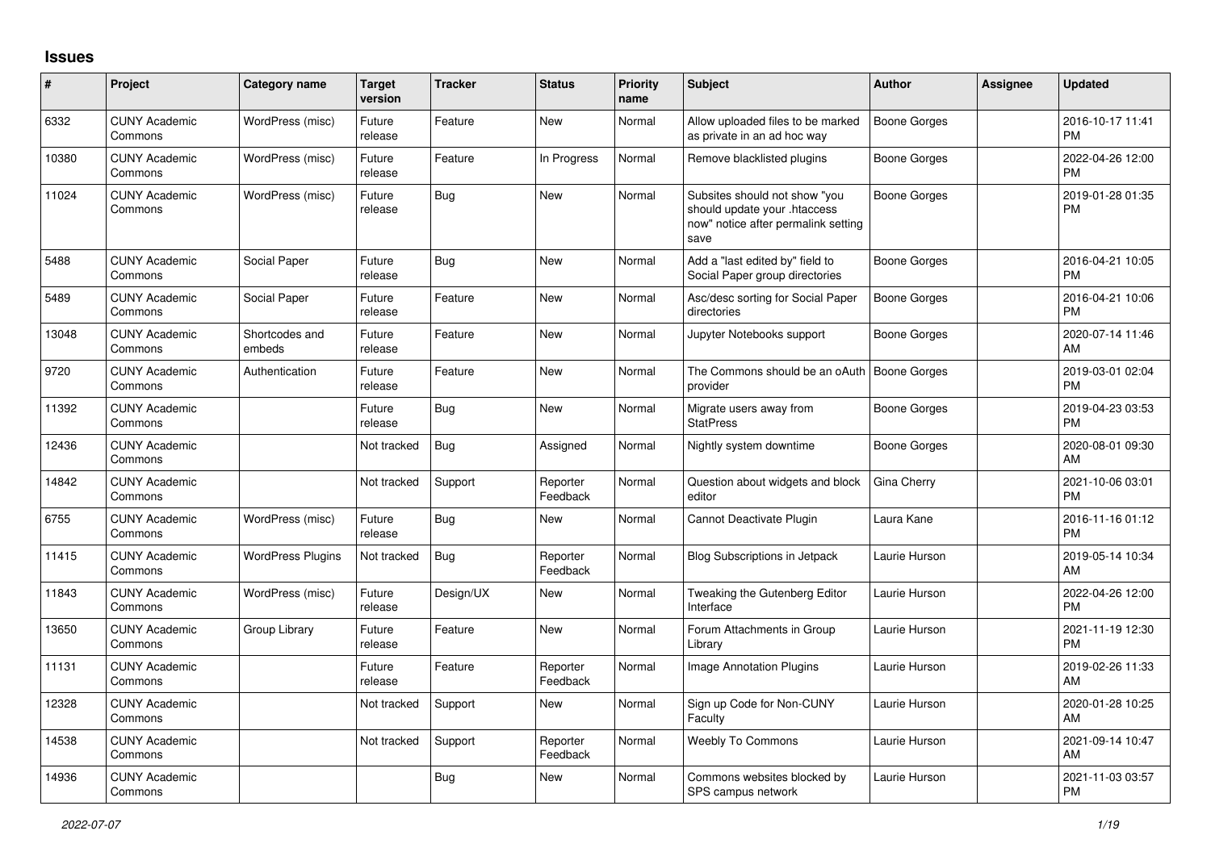## Issues

| # | Project | Category name | Target version | Tracker | Status | Priority name | Subject | Author | Assignee | Updated |
|---|---|---|---|---|---|---|---|---|---|---|
| 6332 | CUNY Academic Commons | WordPress (misc) | Future release | Feature | New | Normal | Allow uploaded files to be marked as private in an ad hoc way | Boone Gorges | | 2016-10-17 11:41 PM |
| 10380 | CUNY Academic Commons | WordPress (misc) | Future release | Feature | In Progress | Normal | Remove blacklisted plugins | Boone Gorges | | 2022-04-26 12:00 PM |
| 11024 | CUNY Academic Commons | WordPress (misc) | Future release | Bug | New | Normal | Subsites should not show "you should update your .htaccess now" notice after permalink setting save | Boone Gorges | | 2019-01-28 01:35 PM |
| 5488 | CUNY Academic Commons | Social Paper | Future release | Bug | New | Normal | Add a "last edited by" field to Social Paper group directories | Boone Gorges | | 2016-04-21 10:05 PM |
| 5489 | CUNY Academic Commons | Social Paper | Future release | Feature | New | Normal | Asc/desc sorting for Social Paper directories | Boone Gorges | | 2016-04-21 10:06 PM |
| 13048 | CUNY Academic Commons | Shortcodes and embeds | Future release | Feature | New | Normal | Jupyter Notebooks support | Boone Gorges | | 2020-07-14 11:46 AM |
| 9720 | CUNY Academic Commons | Authentication | Future release | Feature | New | Normal | The Commons should be an oAuth provider | Boone Gorges | | 2019-03-01 02:04 PM |
| 11392 | CUNY Academic Commons | | Future release | Bug | New | Normal | Migrate users away from StatPress | Boone Gorges | | 2019-04-23 03:53 PM |
| 12436 | CUNY Academic Commons | | Not tracked | Bug | Assigned | Normal | Nightly system downtime | Boone Gorges | | 2020-08-01 09:30 AM |
| 14842 | CUNY Academic Commons | | Not tracked | Support | Reporter Feedback | Normal | Question about widgets and block editor | Gina Cherry | | 2021-10-06 03:01 PM |
| 6755 | CUNY Academic Commons | WordPress (misc) | Future release | Bug | New | Normal | Cannot Deactivate Plugin | Laura Kane | | 2016-11-16 01:12 PM |
| 11415 | CUNY Academic Commons | WordPress Plugins | Not tracked | Bug | Reporter Feedback | Normal | Blog Subscriptions in Jetpack | Laurie Hurson | | 2019-05-14 10:34 AM |
| 11843 | CUNY Academic Commons | WordPress (misc) | Future release | Design/UX | New | Normal | Tweaking the Gutenberg Editor Interface | Laurie Hurson | | 2022-04-26 12:00 PM |
| 13650 | CUNY Academic Commons | Group Library | Future release | Feature | New | Normal | Forum Attachments in Group Library | Laurie Hurson | | 2021-11-19 12:30 PM |
| 11131 | CUNY Academic Commons | | Future release | Feature | Reporter Feedback | Normal | Image Annotation Plugins | Laurie Hurson | | 2019-02-26 11:33 AM |
| 12328 | CUNY Academic Commons | | Not tracked | Support | New | Normal | Sign up Code for Non-CUNY Faculty | Laurie Hurson | | 2020-01-28 10:25 AM |
| 14538 | CUNY Academic Commons | | Not tracked | Support | Reporter Feedback | Normal | Weebly To Commons | Laurie Hurson | | 2021-09-14 10:47 AM |
| 14936 | CUNY Academic Commons | | | Bug | New | Normal | Commons websites blocked by SPS campus network | Laurie Hurson | | 2021-11-03 03:57 PM |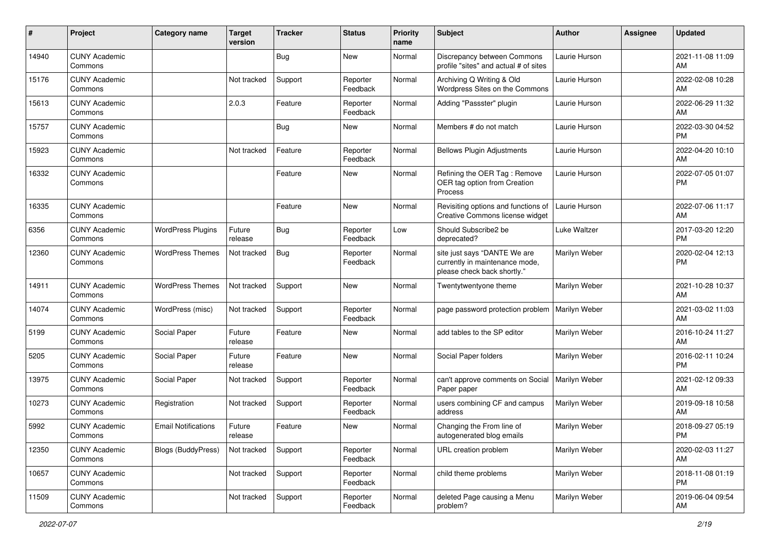| # | Project | Category name | Target version | Tracker | Status | Priority name | Subject | Author | Assignee | Updated |
|---|---|---|---|---|---|---|---|---|---|---|
| 14940 | CUNY Academic Commons | | | Bug | New | Normal | Discrepancy between Commons profile "sites" and actual # of sites | Laurie Hurson | | 2021-11-08 11:09 AM |
| 15176 | CUNY Academic Commons | | Not tracked | Support | Reporter Feedback | Normal | Archiving Q Writing & Old Wordpress Sites on the Commons | Laurie Hurson | | 2022-02-08 10:28 AM |
| 15613 | CUNY Academic Commons | | 2.0.3 | Feature | Reporter Feedback | Normal | Adding "Passster" plugin | Laurie Hurson | | 2022-06-29 11:32 AM |
| 15757 | CUNY Academic Commons | | | Bug | New | Normal | Members # do not match | Laurie Hurson | | 2022-03-30 04:52 PM |
| 15923 | CUNY Academic Commons | | Not tracked | Feature | Reporter Feedback | Normal | Bellows Plugin Adjustments | Laurie Hurson | | 2022-04-20 10:10 AM |
| 16332 | CUNY Academic Commons | | | Feature | New | Normal | Refining the OER Tag : Remove OER tag option from Creation Process | Laurie Hurson | | 2022-07-05 01:07 PM |
| 16335 | CUNY Academic Commons | | | Feature | New | Normal | Revisiting options and functions of Creative Commons license widget | Laurie Hurson | | 2022-07-06 11:17 AM |
| 6356 | CUNY Academic Commons | WordPress Plugins | Future release | Bug | Reporter Feedback | Low | Should Subscribe2 be deprecated? | Luke Waltzer | | 2017-03-20 12:20 PM |
| 12360 | CUNY Academic Commons | WordPress Themes | Not tracked | Bug | Reporter Feedback | Normal | site just says "DANTE We are currently in maintenance mode, please check back shortly." | Marilyn Weber | | 2020-02-04 12:13 PM |
| 14911 | CUNY Academic Commons | WordPress Themes | Not tracked | Support | New | Normal | Twentytwentyone theme | Marilyn Weber | | 2021-10-28 10:37 AM |
| 14074 | CUNY Academic Commons | WordPress (misc) | Not tracked | Support | Reporter Feedback | Normal | page password protection problem | Marilyn Weber | | 2021-03-02 11:03 AM |
| 5199 | CUNY Academic Commons | Social Paper | Future release | Feature | New | Normal | add tables to the SP editor | Marilyn Weber | | 2016-10-24 11:27 AM |
| 5205 | CUNY Academic Commons | Social Paper | Future release | Feature | New | Normal | Social Paper folders | Marilyn Weber | | 2016-02-11 10:24 PM |
| 13975 | CUNY Academic Commons | Social Paper | Not tracked | Support | Reporter Feedback | Normal | can't approve comments on Social Paper paper | Marilyn Weber | | 2021-02-12 09:33 AM |
| 10273 | CUNY Academic Commons | Registration | Not tracked | Support | Reporter Feedback | Normal | users combining CF and campus address | Marilyn Weber | | 2019-09-18 10:58 AM |
| 5992 | CUNY Academic Commons | Email Notifications | Future release | Feature | New | Normal | Changing the From line of autogenerated blog emails | Marilyn Weber | | 2018-09-27 05:19 PM |
| 12350 | CUNY Academic Commons | Blogs (BuddyPress) | Not tracked | Support | Reporter Feedback | Normal | URL creation problem | Marilyn Weber | | 2020-02-03 11:27 AM |
| 10657 | CUNY Academic Commons | | Not tracked | Support | Reporter Feedback | Normal | child theme problems | Marilyn Weber | | 2018-11-08 01:19 PM |
| 11509 | CUNY Academic Commons | | Not tracked | Support | Reporter Feedback | Normal | deleted Page causing a Menu problem? | Marilyn Weber | | 2019-06-04 09:54 AM |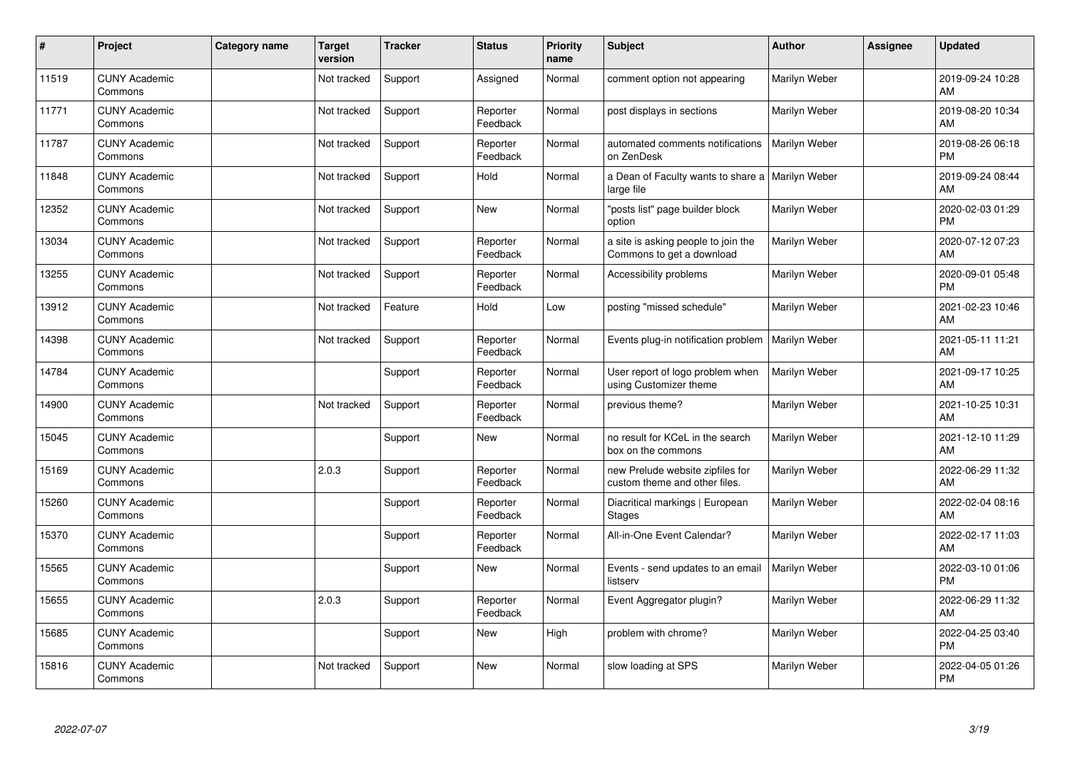| # | Project | Category name | Target version | Tracker | Status | Priority name | Subject | Author | Assignee | Updated |
|---|---|---|---|---|---|---|---|---|---|---|
| 11519 | CUNY Academic Commons | | Not tracked | Support | Assigned | Normal | comment option not appearing | Marilyn Weber | | 2019-09-24 10:28 AM |
| 11771 | CUNY Academic Commons | | Not tracked | Support | Reporter Feedback | Normal | post displays in sections | Marilyn Weber | | 2019-08-20 10:34 AM |
| 11787 | CUNY Academic Commons | | Not tracked | Support | Reporter Feedback | Normal | automated comments notifications on ZenDesk | Marilyn Weber | | 2019-08-26 06:18 PM |
| 11848 | CUNY Academic Commons | | Not tracked | Support | Hold | Normal | a Dean of Faculty wants to share a large file | Marilyn Weber | | 2019-09-24 08:44 AM |
| 12352 | CUNY Academic Commons | | Not tracked | Support | New | Normal | "posts list" page builder block option | Marilyn Weber | | 2020-02-03 01:29 PM |
| 13034 | CUNY Academic Commons | | Not tracked | Support | Reporter Feedback | Normal | a site is asking people to join the Commons to get a download | Marilyn Weber | | 2020-07-12 07:23 AM |
| 13255 | CUNY Academic Commons | | Not tracked | Support | Reporter Feedback | Normal | Accessibility problems | Marilyn Weber | | 2020-09-01 05:48 PM |
| 13912 | CUNY Academic Commons | | Not tracked | Feature | Hold | Low | posting "missed schedule" | Marilyn Weber | | 2021-02-23 10:46 AM |
| 14398 | CUNY Academic Commons | | Not tracked | Support | Reporter Feedback | Normal | Events plug-in notification problem | Marilyn Weber | | 2021-05-11 11:21 AM |
| 14784 | CUNY Academic Commons | | | Support | Reporter Feedback | Normal | User report of logo problem when using Customizer theme | Marilyn Weber | | 2021-09-17 10:25 AM |
| 14900 | CUNY Academic Commons | | Not tracked | Support | Reporter Feedback | Normal | previous theme? | Marilyn Weber | | 2021-10-25 10:31 AM |
| 15045 | CUNY Academic Commons | | | Support | New | Normal | no result for KCeL in the search box on the commons | Marilyn Weber | | 2021-12-10 11:29 AM |
| 15169 | CUNY Academic Commons | | 2.0.3 | Support | Reporter Feedback | Normal | new Prelude website zipfiles for custom theme and other files. | Marilyn Weber | | 2022-06-29 11:32 AM |
| 15260 | CUNY Academic Commons | | | Support | Reporter Feedback | Normal | Diacritical markings \| European Stages | Marilyn Weber | | 2022-02-04 08:16 AM |
| 15370 | CUNY Academic Commons | | | Support | Reporter Feedback | Normal | All-in-One Event Calendar? | Marilyn Weber | | 2022-02-17 11:03 AM |
| 15565 | CUNY Academic Commons | | | Support | New | Normal | Events - send updates to an email listserv | Marilyn Weber | | 2022-03-10 01:06 PM |
| 15655 | CUNY Academic Commons | | 2.0.3 | Support | Reporter Feedback | Normal | Event Aggregator plugin? | Marilyn Weber | | 2022-06-29 11:32 AM |
| 15685 | CUNY Academic Commons | | | Support | New | High | problem with chrome? | Marilyn Weber | | 2022-04-25 03:40 PM |
| 15816 | CUNY Academic Commons | | Not tracked | Support | New | Normal | slow loading at SPS | Marilyn Weber | | 2022-04-05 01:26 PM |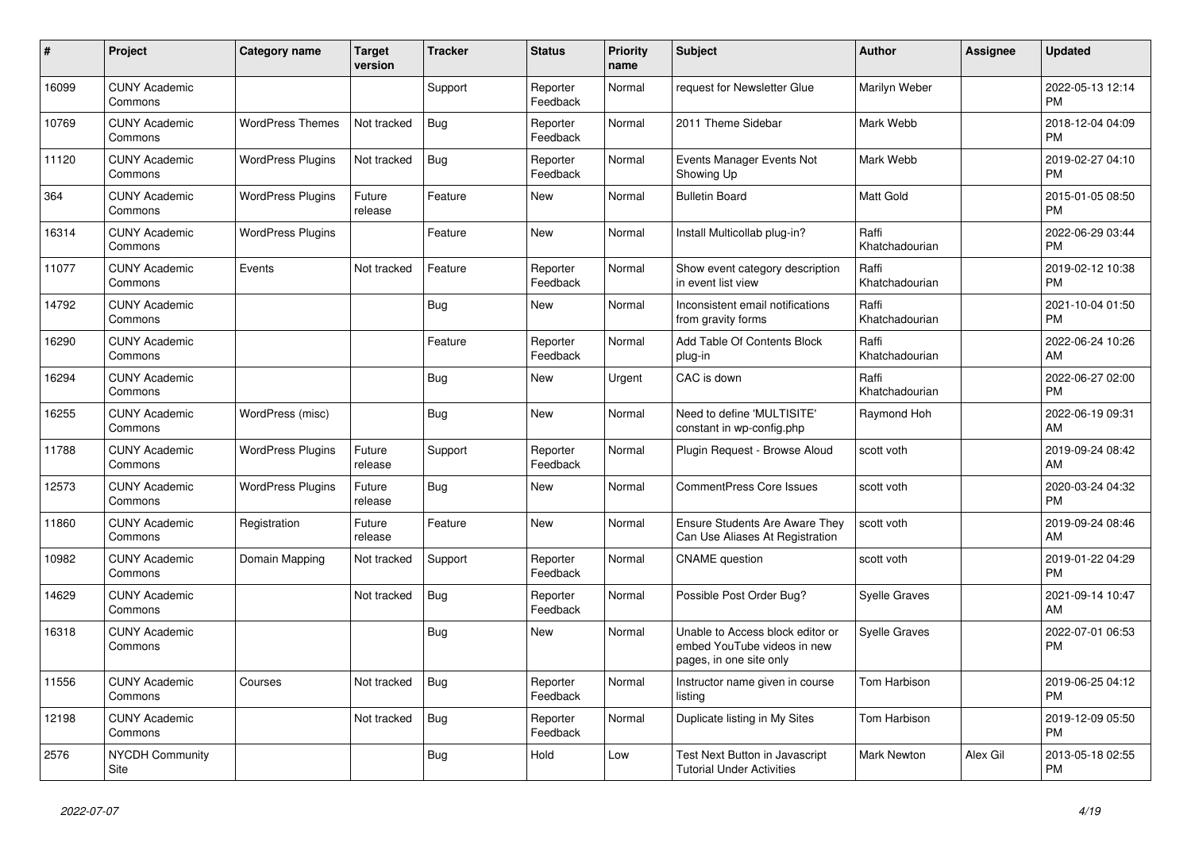| # | Project | Category name | Target version | Tracker | Status | Priority name | Subject | Author | Assignee | Updated |
|---|---|---|---|---|---|---|---|---|---|---|
| 16099 | CUNY Academic Commons | | | Support | Reporter Feedback | Normal | request for Newsletter Glue | Marilyn Weber | | 2022-05-13 12:14 PM |
| 10769 | CUNY Academic Commons | WordPress Themes | Not tracked | Bug | Reporter Feedback | Normal | 2011 Theme Sidebar | Mark Webb | | 2018-12-04 04:09 PM |
| 11120 | CUNY Academic Commons | WordPress Plugins | Not tracked | Bug | Reporter Feedback | Normal | Events Manager Events Not Showing Up | Mark Webb | | 2019-02-27 04:10 PM |
| 364 | CUNY Academic Commons | WordPress Plugins | Future release | Feature | New | Normal | Bulletin Board | Matt Gold | | 2015-01-05 08:50 PM |
| 16314 | CUNY Academic Commons | WordPress Plugins | | Feature | New | Normal | Install Multicollab plug-in? | Raffi Khatchadourian | | 2022-06-29 03:44 PM |
| 11077 | CUNY Academic Commons | Events | Not tracked | Feature | Reporter Feedback | Normal | Show event category description in event list view | Raffi Khatchadourian | | 2019-02-12 10:38 PM |
| 14792 | CUNY Academic Commons | | | Bug | New | Normal | Inconsistent email notifications from gravity forms | Raffi Khatchadourian | | 2021-10-04 01:50 PM |
| 16290 | CUNY Academic Commons | | | Feature | Reporter Feedback | Normal | Add Table Of Contents Block plug-in | Raffi Khatchadourian | | 2022-06-24 10:26 AM |
| 16294 | CUNY Academic Commons | | | Bug | New | Urgent | CAC is down | Raffi Khatchadourian | | 2022-06-27 02:00 PM |
| 16255 | CUNY Academic Commons | WordPress (misc) | | Bug | New | Normal | Need to define 'MULTISITE' constant in wp-config.php | Raymond Hoh | | 2022-06-19 09:31 AM |
| 11788 | CUNY Academic Commons | WordPress Plugins | Future release | Support | Reporter Feedback | Normal | Plugin Request - Browse Aloud | scott voth | | 2019-09-24 08:42 AM |
| 12573 | CUNY Academic Commons | WordPress Plugins | Future release | Bug | New | Normal | CommentPress Core Issues | scott voth | | 2020-03-24 04:32 PM |
| 11860 | CUNY Academic Commons | Registration | Future release | Feature | New | Normal | Ensure Students Are Aware They Can Use Aliases At Registration | scott voth | | 2019-09-24 08:46 AM |
| 10982 | CUNY Academic Commons | Domain Mapping | Not tracked | Support | Reporter Feedback | Normal | CNAME question | scott voth | | 2019-01-22 04:29 PM |
| 14629 | CUNY Academic Commons | | Not tracked | Bug | Reporter Feedback | Normal | Possible Post Order Bug? | Syelle Graves | | 2021-09-14 10:47 AM |
| 16318 | CUNY Academic Commons | | | Bug | New | Normal | Unable to Access block editor or embed YouTube videos in new pages, in one site only | Syelle Graves | | 2022-07-01 06:53 PM |
| 11556 | CUNY Academic Commons | Courses | Not tracked | Bug | Reporter Feedback | Normal | Instructor name given in course listing | Tom Harbison | | 2019-06-25 04:12 PM |
| 12198 | CUNY Academic Commons | | Not tracked | Bug | Reporter Feedback | Normal | Duplicate listing in My Sites | Tom Harbison | | 2019-12-09 05:50 PM |
| 2576 | NYCDH Community Site | | | Bug | Hold | Low | Test Next Button in Javascript Tutorial Under Activities | Mark Newton | Alex Gil | 2013-05-18 02:55 PM |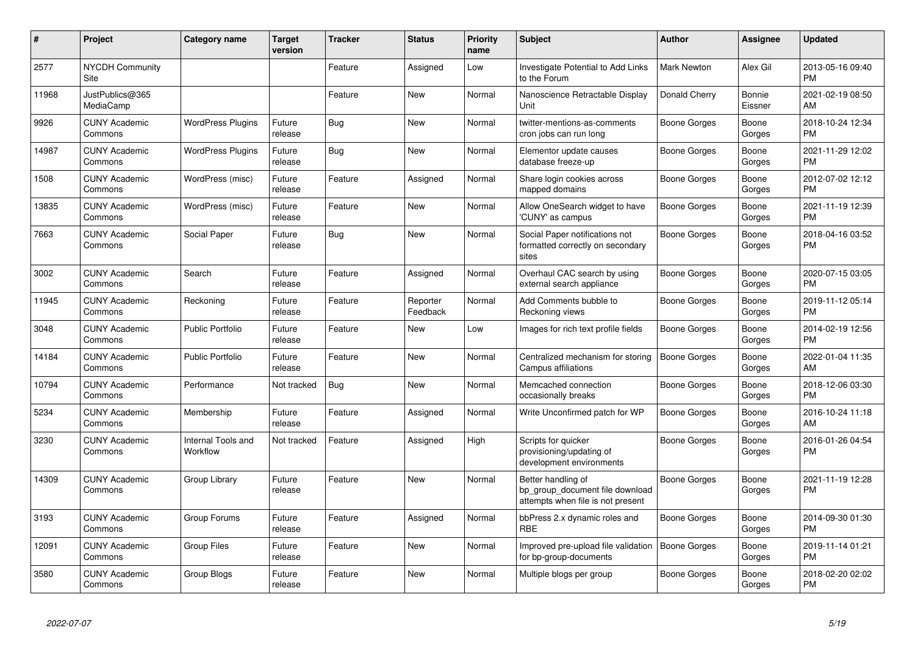| # | Project | Category name | Target version | Tracker | Status | Priority name | Subject | Author | Assignee | Updated |
|---|---|---|---|---|---|---|---|---|---|---|
| 2577 | NYCDH Community Site | | | Feature | Assigned | Low | Investigate Potential to Add Links to the Forum | Mark Newton | Alex Gil | 2013-05-16 09:40 PM |
| 11968 | JustPublics@365 MediaCamp | | | Feature | New | Normal | Nanoscience Retractable Display Unit | Donald Cherry | Bonnie Eissner | 2021-02-19 08:50 AM |
| 9926 | CUNY Academic Commons | WordPress Plugins | Future release | Bug | New | Normal | twitter-mentions-as-comments cron jobs can run long | Boone Gorges | Boone Gorges | 2018-10-24 12:34 PM |
| 14987 | CUNY Academic Commons | WordPress Plugins | Future release | Bug | New | Normal | Elementor update causes database freeze-up | Boone Gorges | Boone Gorges | 2021-11-29 12:02 PM |
| 1508 | CUNY Academic Commons | WordPress (misc) | Future release | Feature | Assigned | Normal | Share login cookies across mapped domains | Boone Gorges | Boone Gorges | 2012-07-02 12:12 PM |
| 13835 | CUNY Academic Commons | WordPress (misc) | Future release | Feature | New | Normal | Allow OneSearch widget to have 'CUNY' as campus | Boone Gorges | Boone Gorges | 2021-11-19 12:39 PM |
| 7663 | CUNY Academic Commons | Social Paper | Future release | Bug | New | Normal | Social Paper notifications not formatted correctly on secondary sites | Boone Gorges | Boone Gorges | 2018-04-16 03:52 PM |
| 3002 | CUNY Academic Commons | Search | Future release | Feature | Assigned | Normal | Overhaul CAC search by using external search appliance | Boone Gorges | Boone Gorges | 2020-07-15 03:05 PM |
| 11945 | CUNY Academic Commons | Reckoning | Future release | Feature | Reporter Feedback | Normal | Add Comments bubble to Reckoning views | Boone Gorges | Boone Gorges | 2019-11-12 05:14 PM |
| 3048 | CUNY Academic Commons | Public Portfolio | Future release | Feature | New | Low | Images for rich text profile fields | Boone Gorges | Boone Gorges | 2014-02-19 12:56 PM |
| 14184 | CUNY Academic Commons | Public Portfolio | Future release | Feature | New | Normal | Centralized mechanism for storing Campus affiliations | Boone Gorges | Boone Gorges | 2022-01-04 11:35 AM |
| 10794 | CUNY Academic Commons | Performance | Not tracked | Bug | New | Normal | Memcached connection occasionally breaks | Boone Gorges | Boone Gorges | 2018-12-06 03:30 PM |
| 5234 | CUNY Academic Commons | Membership | Future release | Feature | Assigned | Normal | Write Unconfirmed patch for WP | Boone Gorges | Boone Gorges | 2016-10-24 11:18 AM |
| 3230 | CUNY Academic Commons | Internal Tools and Workflow | Not tracked | Feature | Assigned | High | Scripts for quicker provisioning/updating of development environments | Boone Gorges | Boone Gorges | 2016-01-26 04:54 PM |
| 14309 | CUNY Academic Commons | Group Library | Future release | Feature | New | Normal | Better handling of bp_group_document file download attempts when file is not present | Boone Gorges | Boone Gorges | 2021-11-19 12:28 PM |
| 3193 | CUNY Academic Commons | Group Forums | Future release | Feature | Assigned | Normal | bbPress 2.x dynamic roles and RBE | Boone Gorges | Boone Gorges | 2014-09-30 01:30 PM |
| 12091 | CUNY Academic Commons | Group Files | Future release | Feature | New | Normal | Improved pre-upload file validation for bp-group-documents | Boone Gorges | Boone Gorges | 2019-11-14 01:21 PM |
| 3580 | CUNY Academic Commons | Group Blogs | Future release | Feature | New | Normal | Multiple blogs per group | Boone Gorges | Boone Gorges | 2018-02-20 02:02 PM |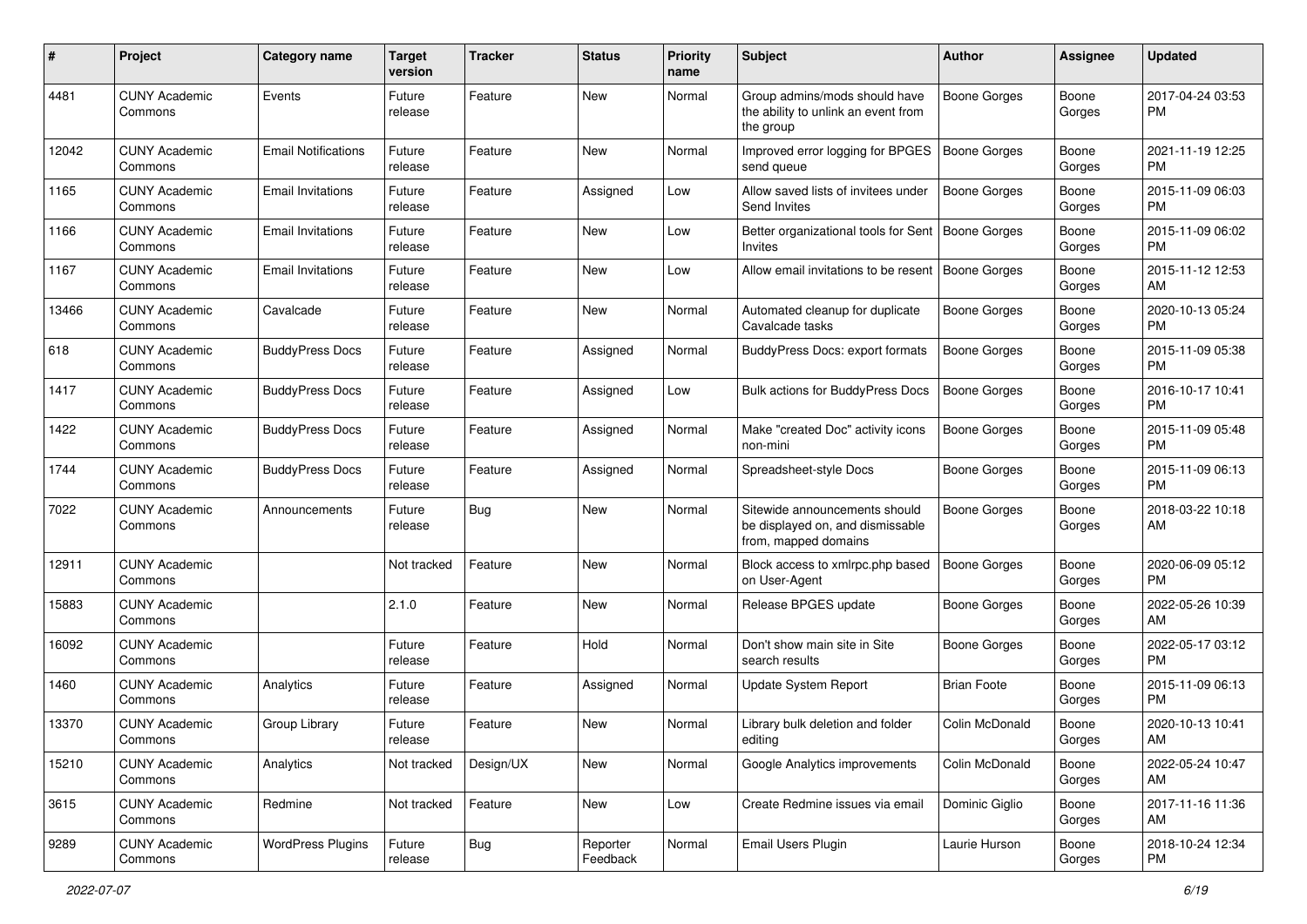| # | Project | Category name | Target version | Tracker | Status | Priority name | Subject | Author | Assignee | Updated |
|---|---|---|---|---|---|---|---|---|---|---|
| 4481 | CUNY Academic Commons | Events | Future release | Feature | New | Normal | Group admins/mods should have the ability to unlink an event from the group | Boone Gorges | Boone Gorges | 2017-04-24 03:53 PM |
| 12042 | CUNY Academic Commons | Email Notifications | Future release | Feature | New | Normal | Improved error logging for BPGES send queue | Boone Gorges | Boone Gorges | 2021-11-19 12:25 PM |
| 1165 | CUNY Academic Commons | Email Invitations | Future release | Feature | Assigned | Low | Allow saved lists of invitees under Send Invites | Boone Gorges | Boone Gorges | 2015-11-09 06:03 PM |
| 1166 | CUNY Academic Commons | Email Invitations | Future release | Feature | New | Low | Better organizational tools for Sent Invites | Boone Gorges | Boone Gorges | 2015-11-09 06:02 PM |
| 1167 | CUNY Academic Commons | Email Invitations | Future release | Feature | New | Low | Allow email invitations to be resent | Boone Gorges | Boone Gorges | 2015-11-12 12:53 AM |
| 13466 | CUNY Academic Commons | Cavalcade | Future release | Feature | New | Normal | Automated cleanup for duplicate Cavalcade tasks | Boone Gorges | Boone Gorges | 2020-10-13 05:24 PM |
| 618 | CUNY Academic Commons | BuddyPress Docs | Future release | Feature | Assigned | Normal | BuddyPress Docs: export formats | Boone Gorges | Boone Gorges | 2015-11-09 05:38 PM |
| 1417 | CUNY Academic Commons | BuddyPress Docs | Future release | Feature | Assigned | Low | Bulk actions for BuddyPress Docs | Boone Gorges | Boone Gorges | 2016-10-17 10:41 PM |
| 1422 | CUNY Academic Commons | BuddyPress Docs | Future release | Feature | Assigned | Normal | Make "created Doc" activity icons non-mini | Boone Gorges | Boone Gorges | 2015-11-09 05:48 PM |
| 1744 | CUNY Academic Commons | BuddyPress Docs | Future release | Feature | Assigned | Normal | Spreadsheet-style Docs | Boone Gorges | Boone Gorges | 2015-11-09 06:13 PM |
| 7022 | CUNY Academic Commons | Announcements | Future release | Bug | New | Normal | Sitewide announcements should be displayed on, and dismissable from, mapped domains | Boone Gorges | Boone Gorges | 2018-03-22 10:18 AM |
| 12911 | CUNY Academic Commons | | Not tracked | Feature | New | Normal | Block access to xmlrpc.php based on User-Agent | Boone Gorges | Boone Gorges | 2020-06-09 05:12 PM |
| 15883 | CUNY Academic Commons | | 2.1.0 | Feature | New | Normal | Release BPGES update | Boone Gorges | Boone Gorges | 2022-05-26 10:39 AM |
| 16092 | CUNY Academic Commons | | Future release | Feature | Hold | Normal | Don't show main site in Site search results | Boone Gorges | Boone Gorges | 2022-05-17 03:12 PM |
| 1460 | CUNY Academic Commons | Analytics | Future release | Feature | Assigned | Normal | Update System Report | Brian Foote | Boone Gorges | 2015-11-09 06:13 PM |
| 13370 | CUNY Academic Commons | Group Library | Future release | Feature | New | Normal | Library bulk deletion and folder editing | Colin McDonald | Boone Gorges | 2020-10-13 10:41 AM |
| 15210 | CUNY Academic Commons | Analytics | Not tracked | Design/UX | New | Normal | Google Analytics improvements | Colin McDonald | Boone Gorges | 2022-05-24 10:47 AM |
| 3615 | CUNY Academic Commons | Redmine | Not tracked | Feature | New | Low | Create Redmine issues via email | Dominic Giglio | Boone Gorges | 2017-11-16 11:36 AM |
| 9289 | CUNY Academic Commons | WordPress Plugins | Future release | Bug | Reporter Feedback | Normal | Email Users Plugin | Laurie Hurson | Boone Gorges | 2018-10-24 12:34 PM |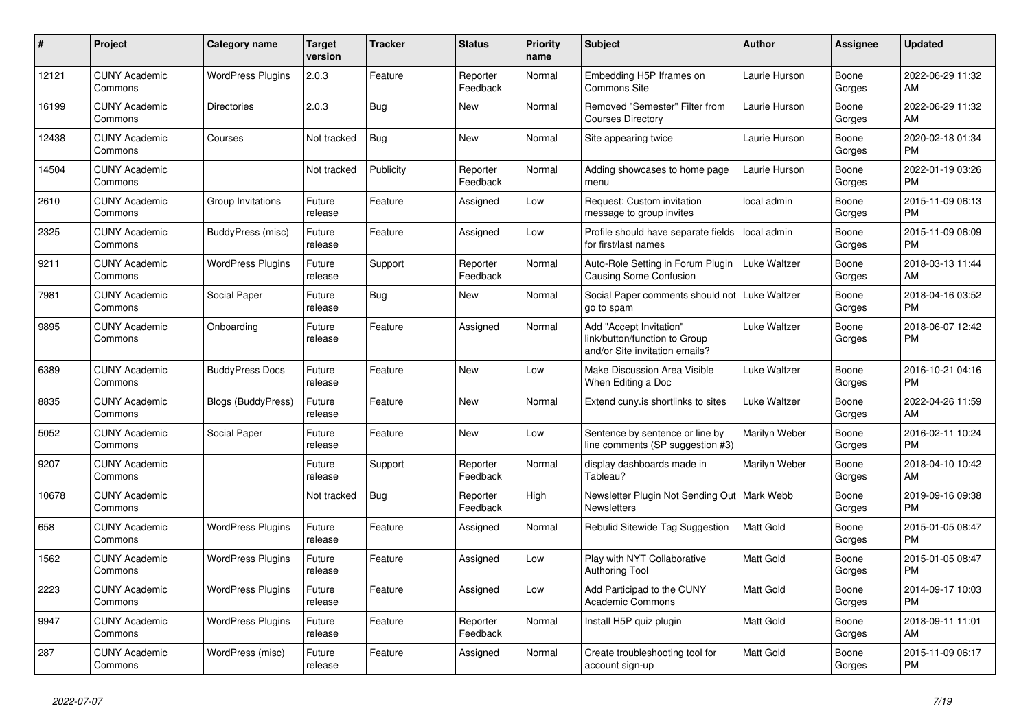| # | Project | Category name | Target version | Tracker | Status | Priority name | Subject | Author | Assignee | Updated |
|---|---|---|---|---|---|---|---|---|---|---|
| 12121 | CUNY Academic Commons | WordPress Plugins | 2.0.3 | Feature | Reporter Feedback | Normal | Embedding H5P Iframes on Commons Site | Laurie Hurson | Boone Gorges | 2022-06-29 11:32 AM |
| 16199 | CUNY Academic Commons | Directories | 2.0.3 | Bug | New | Normal | Removed "Semester" Filter from Courses Directory | Laurie Hurson | Boone Gorges | 2022-06-29 11:32 AM |
| 12438 | CUNY Academic Commons | Courses | Not tracked | Bug | New | Normal | Site appearing twice | Laurie Hurson | Boone Gorges | 2020-02-18 01:34 PM |
| 14504 | CUNY Academic Commons | | Not tracked | Publicity | Reporter Feedback | Normal | Adding showcases to home page menu | Laurie Hurson | Boone Gorges | 2022-01-19 03:26 PM |
| 2610 | CUNY Academic Commons | Group Invitations | Future release | Feature | Assigned | Low | Request: Custom invitation message to group invites | local admin | Boone Gorges | 2015-11-09 06:13 PM |
| 2325 | CUNY Academic Commons | BuddyPress (misc) | Future release | Feature | Assigned | Low | Profile should have separate fields for first/last names | local admin | Boone Gorges | 2015-11-09 06:09 PM |
| 9211 | CUNY Academic Commons | WordPress Plugins | Future release | Support | Reporter Feedback | Normal | Auto-Role Setting in Forum Plugin Causing Some Confusion | Luke Waltzer | Boone Gorges | 2018-03-13 11:44 AM |
| 7981 | CUNY Academic Commons | Social Paper | Future release | Bug | New | Normal | Social Paper comments should not go to spam | Luke Waltzer | Boone Gorges | 2018-04-16 03:52 PM |
| 9895 | CUNY Academic Commons | Onboarding | Future release | Feature | Assigned | Normal | Add "Accept Invitation" link/button/function to Group and/or Site invitation emails? | Luke Waltzer | Boone Gorges | 2018-06-07 12:42 PM |
| 6389 | CUNY Academic Commons | BuddyPress Docs | Future release | Feature | New | Low | Make Discussion Area Visible When Editing a Doc | Luke Waltzer | Boone Gorges | 2016-10-21 04:16 PM |
| 8835 | CUNY Academic Commons | Blogs (BuddyPress) | Future release | Feature | New | Normal | Extend cuny.is shortlinks to sites | Luke Waltzer | Boone Gorges | 2022-04-26 11:59 AM |
| 5052 | CUNY Academic Commons | Social Paper | Future release | Feature | New | Low | Sentence by sentence or line by line comments (SP suggestion #3) | Marilyn Weber | Boone Gorges | 2016-02-11 10:24 PM |
| 9207 | CUNY Academic Commons | | Future release | Support | Reporter Feedback | Normal | display dashboards made in Tableau? | Marilyn Weber | Boone Gorges | 2018-04-10 10:42 AM |
| 10678 | CUNY Academic Commons | | Not tracked | Bug | Reporter Feedback | High | Newsletter Plugin Not Sending Out Newsletters | Mark Webb | Boone Gorges | 2019-09-16 09:38 PM |
| 658 | CUNY Academic Commons | WordPress Plugins | Future release | Feature | Assigned | Normal | Rebulid Sitewide Tag Suggestion | Matt Gold | Boone Gorges | 2015-01-05 08:47 PM |
| 1562 | CUNY Academic Commons | WordPress Plugins | Future release | Feature | Assigned | Low | Play with NYT Collaborative Authoring Tool | Matt Gold | Boone Gorges | 2015-01-05 08:47 PM |
| 2223 | CUNY Academic Commons | WordPress Plugins | Future release | Feature | Assigned | Low | Add Participad to the CUNY Academic Commons | Matt Gold | Boone Gorges | 2014-09-17 10:03 PM |
| 9947 | CUNY Academic Commons | WordPress Plugins | Future release | Feature | Reporter Feedback | Normal | Install H5P quiz plugin | Matt Gold | Boone Gorges | 2018-09-11 11:01 AM |
| 287 | CUNY Academic Commons | WordPress (misc) | Future release | Feature | Assigned | Normal | Create troubleshooting tool for account sign-up | Matt Gold | Boone Gorges | 2015-11-09 06:17 PM |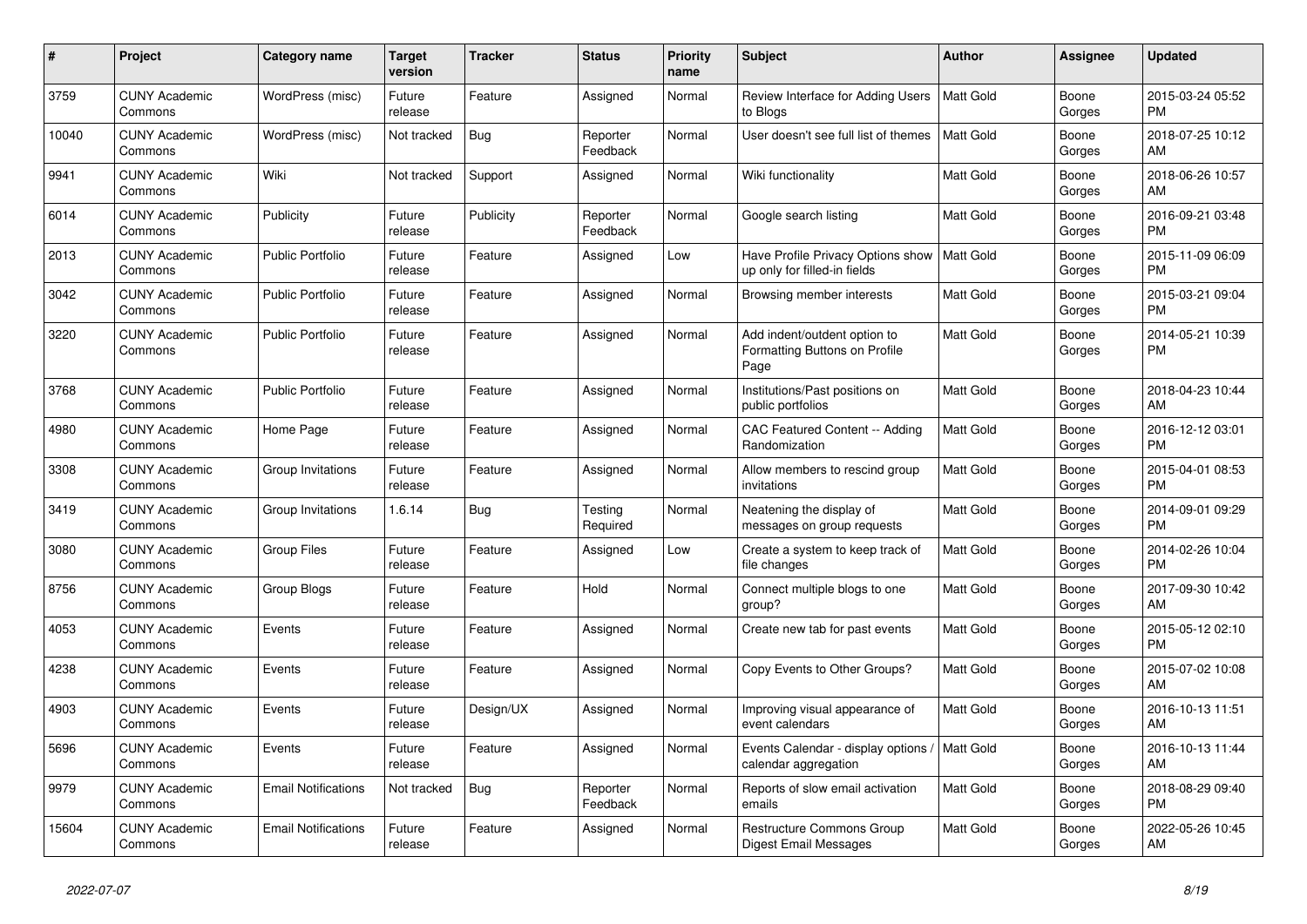| # | Project | Category name | Target version | Tracker | Status | Priority name | Subject | Author | Assignee | Updated |
|---|---|---|---|---|---|---|---|---|---|---|
| 3759 | CUNY Academic Commons | WordPress (misc) | Future release | Feature | Assigned | Normal | Review Interface for Adding Users to Blogs | Matt Gold | Boone Gorges | 2015-03-24 05:52 PM |
| 10040 | CUNY Academic Commons | WordPress (misc) | Not tracked | Bug | Reporter Feedback | Normal | User doesn't see full list of themes | Matt Gold | Boone Gorges | 2018-07-25 10:12 AM |
| 9941 | CUNY Academic Commons | Wiki | Not tracked | Support | Assigned | Normal | Wiki functionality | Matt Gold | Boone Gorges | 2018-06-26 10:57 AM |
| 6014 | CUNY Academic Commons | Publicity | Future release | Publicity | Reporter Feedback | Normal | Google search listing | Matt Gold | Boone Gorges | 2016-09-21 03:48 PM |
| 2013 | CUNY Academic Commons | Public Portfolio | Future release | Feature | Assigned | Low | Have Profile Privacy Options show up only for filled-in fields | Matt Gold | Boone Gorges | 2015-11-09 06:09 PM |
| 3042 | CUNY Academic Commons | Public Portfolio | Future release | Feature | Assigned | Normal | Browsing member interests | Matt Gold | Boone Gorges | 2015-03-21 09:04 PM |
| 3220 | CUNY Academic Commons | Public Portfolio | Future release | Feature | Assigned | Normal | Add indent/outdent option to Formatting Buttons on Profile Page | Matt Gold | Boone Gorges | 2014-05-21 10:39 PM |
| 3768 | CUNY Academic Commons | Public Portfolio | Future release | Feature | Assigned | Normal | Institutions/Past positions on public portfolios | Matt Gold | Boone Gorges | 2018-04-23 10:44 AM |
| 4980 | CUNY Academic Commons | Home Page | Future release | Feature | Assigned | Normal | CAC Featured Content -- Adding Randomization | Matt Gold | Boone Gorges | 2016-12-12 03:01 PM |
| 3308 | CUNY Academic Commons | Group Invitations | Future release | Feature | Assigned | Normal | Allow members to rescind group invitations | Matt Gold | Boone Gorges | 2015-04-01 08:53 PM |
| 3419 | CUNY Academic Commons | Group Invitations | 1.6.14 | Bug | Testing Required | Normal | Neatening the display of messages on group requests | Matt Gold | Boone Gorges | 2014-09-01 09:29 PM |
| 3080 | CUNY Academic Commons | Group Files | Future release | Feature | Assigned | Low | Create a system to keep track of file changes | Matt Gold | Boone Gorges | 2014-02-26 10:04 PM |
| 8756 | CUNY Academic Commons | Group Blogs | Future release | Feature | Hold | Normal | Connect multiple blogs to one group? | Matt Gold | Boone Gorges | 2017-09-30 10:42 AM |
| 4053 | CUNY Academic Commons | Events | Future release | Feature | Assigned | Normal | Create new tab for past events | Matt Gold | Boone Gorges | 2015-05-12 02:10 PM |
| 4238 | CUNY Academic Commons | Events | Future release | Feature | Assigned | Normal | Copy Events to Other Groups? | Matt Gold | Boone Gorges | 2015-07-02 10:08 AM |
| 4903 | CUNY Academic Commons | Events | Future release | Design/UX | Assigned | Normal | Improving visual appearance of event calendars | Matt Gold | Boone Gorges | 2016-10-13 11:51 AM |
| 5696 | CUNY Academic Commons | Events | Future release | Feature | Assigned | Normal | Events Calendar - display options / calendar aggregation | Matt Gold | Boone Gorges | 2016-10-13 11:44 AM |
| 9979 | CUNY Academic Commons | Email Notifications | Not tracked | Bug | Reporter Feedback | Normal | Reports of slow email activation emails | Matt Gold | Boone Gorges | 2018-08-29 09:40 PM |
| 15604 | CUNY Academic Commons | Email Notifications | Future release | Feature | Assigned | Normal | Restructure Commons Group Digest Email Messages | Matt Gold | Boone Gorges | 2022-05-26 10:45 AM |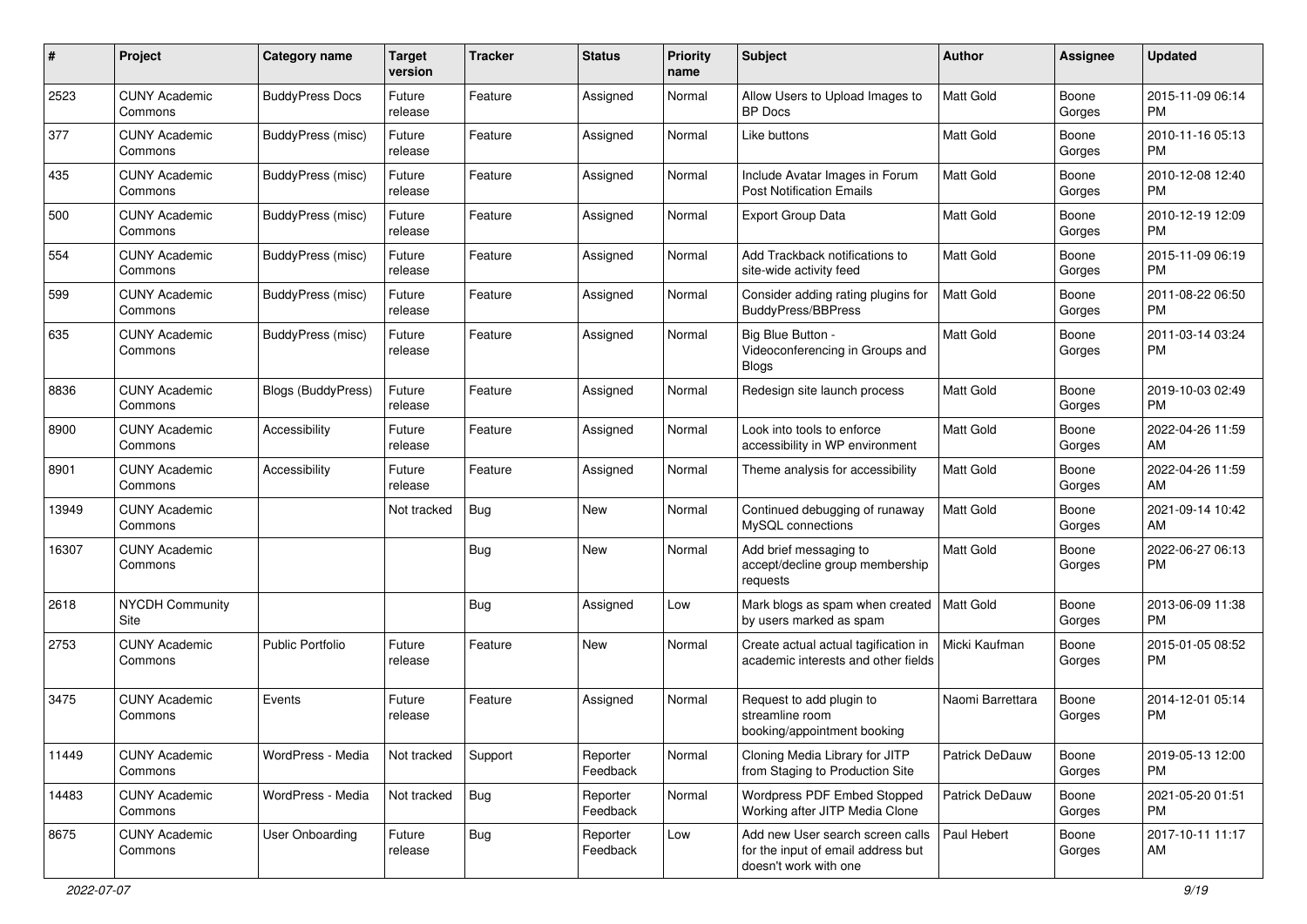| # | Project | Category name | Target version | Tracker | Status | Priority name | Subject | Author | Assignee | Updated |
|---|---|---|---|---|---|---|---|---|---|---|
| 2523 | CUNY Academic Commons | BuddyPress Docs | Future release | Feature | Assigned | Normal | Allow Users to Upload Images to BP Docs | Matt Gold | Boone Gorges | 2015-11-09 06:14 PM |
| 377 | CUNY Academic Commons | BuddyPress (misc) | Future release | Feature | Assigned | Normal | Like buttons | Matt Gold | Boone Gorges | 2010-11-16 05:13 PM |
| 435 | CUNY Academic Commons | BuddyPress (misc) | Future release | Feature | Assigned | Normal | Include Avatar Images in Forum Post Notification Emails | Matt Gold | Boone Gorges | 2010-12-08 12:40 PM |
| 500 | CUNY Academic Commons | BuddyPress (misc) | Future release | Feature | Assigned | Normal | Export Group Data | Matt Gold | Boone Gorges | 2010-12-19 12:09 PM |
| 554 | CUNY Academic Commons | BuddyPress (misc) | Future release | Feature | Assigned | Normal | Add Trackback notifications to site-wide activity feed | Matt Gold | Boone Gorges | 2015-11-09 06:19 PM |
| 599 | CUNY Academic Commons | BuddyPress (misc) | Future release | Feature | Assigned | Normal | Consider adding rating plugins for BuddyPress/BBPress | Matt Gold | Boone Gorges | 2011-08-22 06:50 PM |
| 635 | CUNY Academic Commons | BuddyPress (misc) | Future release | Feature | Assigned | Normal | Big Blue Button - Videoconferencing in Groups and Blogs | Matt Gold | Boone Gorges | 2011-03-14 03:24 PM |
| 8836 | CUNY Academic Commons | Blogs (BuddyPress) | Future release | Feature | Assigned | Normal | Redesign site launch process | Matt Gold | Boone Gorges | 2019-10-03 02:49 PM |
| 8900 | CUNY Academic Commons | Accessibility | Future release | Feature | Assigned | Normal | Look into tools to enforce accessibility in WP environment | Matt Gold | Boone Gorges | 2022-04-26 11:59 AM |
| 8901 | CUNY Academic Commons | Accessibility | Future release | Feature | Assigned | Normal | Theme analysis for accessibility | Matt Gold | Boone Gorges | 2022-04-26 11:59 AM |
| 13949 | CUNY Academic Commons | | Not tracked | Bug | New | Normal | Continued debugging of runaway MySQL connections | Matt Gold | Boone Gorges | 2021-09-14 10:42 AM |
| 16307 | CUNY Academic Commons | | | Bug | New | Normal | Add brief messaging to accept/decline group membership requests | Matt Gold | Boone Gorges | 2022-06-27 06:13 PM |
| 2618 | NYCDH Community Site | | | Bug | Assigned | Low | Mark blogs as spam when created by users marked as spam | Matt Gold | Boone Gorges | 2013-06-09 11:38 PM |
| 2753 | CUNY Academic Commons | Public Portfolio | Future release | Feature | New | Normal | Create actual actual tagification in academic interests and other fields | Micki Kaufman | Boone Gorges | 2015-01-05 08:52 PM |
| 3475 | CUNY Academic Commons | Events | Future release | Feature | Assigned | Normal | Request to add plugin to streamline room booking/appointment booking | Naomi Barrettara | Boone Gorges | 2014-12-01 05:14 PM |
| 11449 | CUNY Academic Commons | WordPress - Media | Not tracked | Support | Reporter Feedback | Normal | Cloning Media Library for JITP from Staging to Production Site | Patrick DeDauw | Boone Gorges | 2019-05-13 12:00 PM |
| 14483 | CUNY Academic Commons | WordPress - Media | Not tracked | Bug | Reporter Feedback | Normal | Wordpress PDF Embed Stopped Working after JITP Media Clone | Patrick DeDauw | Boone Gorges | 2021-05-20 01:51 PM |
| 8675 | CUNY Academic Commons | User Onboarding | Future release | Bug | Reporter Feedback | Low | Add new User search screen calls for the input of email address but doesn't work with one | Paul Hebert | Boone Gorges | 2017-10-11 11:17 AM |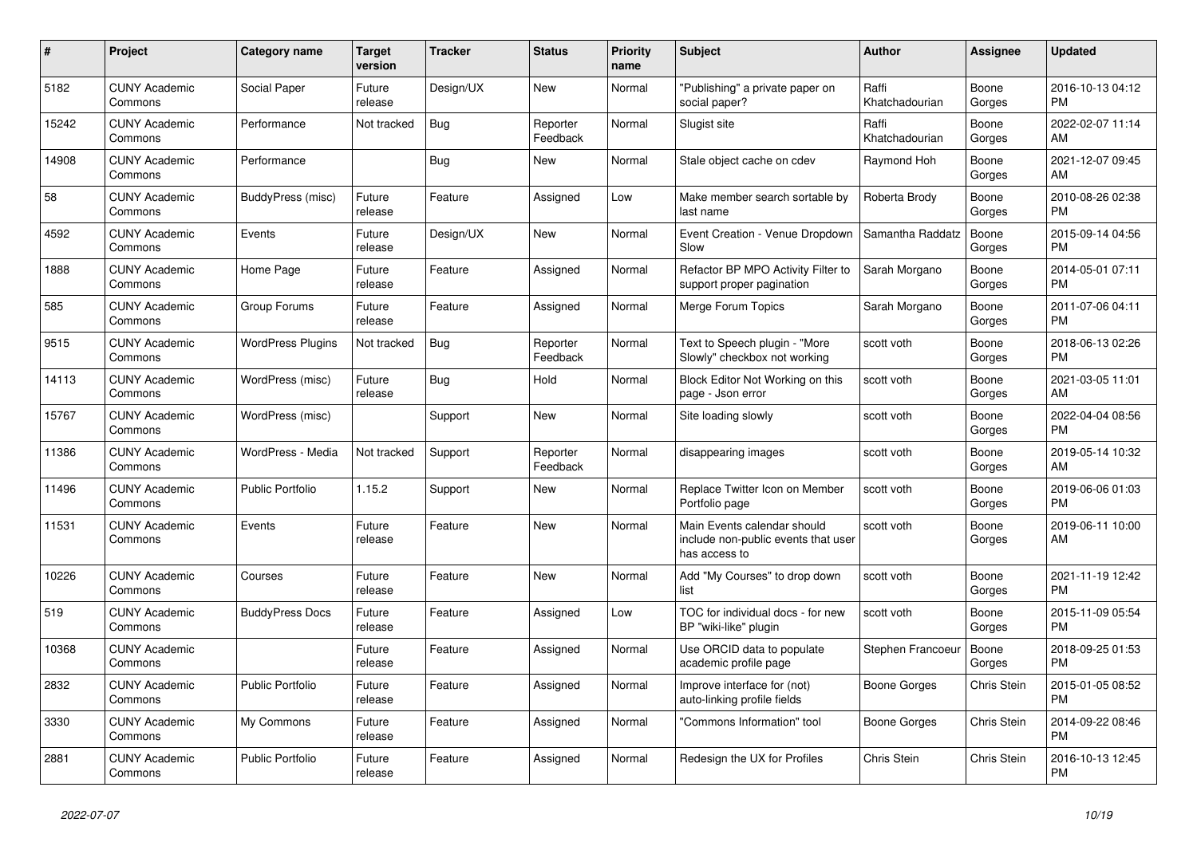| # | Project | Category name | Target version | Tracker | Status | Priority name | Subject | Author | Assignee | Updated |
|---|---|---|---|---|---|---|---|---|---|---|
| 5182 | CUNY Academic Commons | Social Paper | Future release | Design/UX | New | Normal | "Publishing" a private paper on social paper? | Raffi Khatchadourian | Boone Gorges | 2016-10-13 04:12 PM |
| 15242 | CUNY Academic Commons | Performance | Not tracked | Bug | Reporter Feedback | Normal | Slugist site | Raffi Khatchadourian | Boone Gorges | 2022-02-07 11:14 AM |
| 14908 | CUNY Academic Commons | Performance | | Bug | New | Normal | Stale object cache on cdev | Raymond Hoh | Boone Gorges | 2021-12-07 09:45 AM |
| 58 | CUNY Academic Commons | BuddyPress (misc) | Future release | Feature | Assigned | Low | Make member search sortable by last name | Roberta Brody | Boone Gorges | 2010-08-26 02:38 PM |
| 4592 | CUNY Academic Commons | Events | Future release | Design/UX | New | Normal | Event Creation - Venue Dropdown Slow | Samantha Raddatz | Boone Gorges | 2015-09-14 04:56 PM |
| 1888 | CUNY Academic Commons | Home Page | Future release | Feature | Assigned | Normal | Refactor BP MPO Activity Filter to support proper pagination | Sarah Morgano | Boone Gorges | 2014-05-01 07:11 PM |
| 585 | CUNY Academic Commons | Group Forums | Future release | Feature | Assigned | Normal | Merge Forum Topics | Sarah Morgano | Boone Gorges | 2011-07-06 04:11 PM |
| 9515 | CUNY Academic Commons | WordPress Plugins | Not tracked | Bug | Reporter Feedback | Normal | Text to Speech plugin - "More Slowly" checkbox not working | scott voth | Boone Gorges | 2018-06-13 02:26 PM |
| 14113 | CUNY Academic Commons | WordPress (misc) | Future release | Bug | Hold | Normal | Block Editor Not Working on this page - Json error | scott voth | Boone Gorges | 2021-03-05 11:01 AM |
| 15767 | CUNY Academic Commons | WordPress (misc) | | Support | New | Normal | Site loading slowly | scott voth | Boone Gorges | 2022-04-04 08:56 PM |
| 11386 | CUNY Academic Commons | WordPress - Media | Not tracked | Support | Reporter Feedback | Normal | disappearing images | scott voth | Boone Gorges | 2019-05-14 10:32 AM |
| 11496 | CUNY Academic Commons | Public Portfolio | 1.15.2 | Support | New | Normal | Replace Twitter Icon on Member Portfolio page | scott voth | Boone Gorges | 2019-06-06 01:03 PM |
| 11531 | CUNY Academic Commons | Events | Future release | Feature | New | Normal | Main Events calendar should include non-public events that user has access to | scott voth | Boone Gorges | 2019-06-11 10:00 AM |
| 10226 | CUNY Academic Commons | Courses | Future release | Feature | New | Normal | Add "My Courses" to drop down list | scott voth | Boone Gorges | 2021-11-19 12:42 PM |
| 519 | CUNY Academic Commons | BuddyPress Docs | Future release | Feature | Assigned | Low | TOC for individual docs - for new BP "wiki-like" plugin | scott voth | Boone Gorges | 2015-11-09 05:54 PM |
| 10368 | CUNY Academic Commons | | Future release | Feature | Assigned | Normal | Use ORCID data to populate academic profile page | Stephen Francoeur | Boone Gorges | 2018-09-25 01:53 PM |
| 2832 | CUNY Academic Commons | Public Portfolio | Future release | Feature | Assigned | Normal | Improve interface for (not) auto-linking profile fields | Boone Gorges | Chris Stein | 2015-01-05 08:52 PM |
| 3330 | CUNY Academic Commons | My Commons | Future release | Feature | Assigned | Normal | "Commons Information" tool | Boone Gorges | Chris Stein | 2014-09-22 08:46 PM |
| 2881 | CUNY Academic Commons | Public Portfolio | Future release | Feature | Assigned | Normal | Redesign the UX for Profiles | Chris Stein | Chris Stein | 2016-10-13 12:45 PM |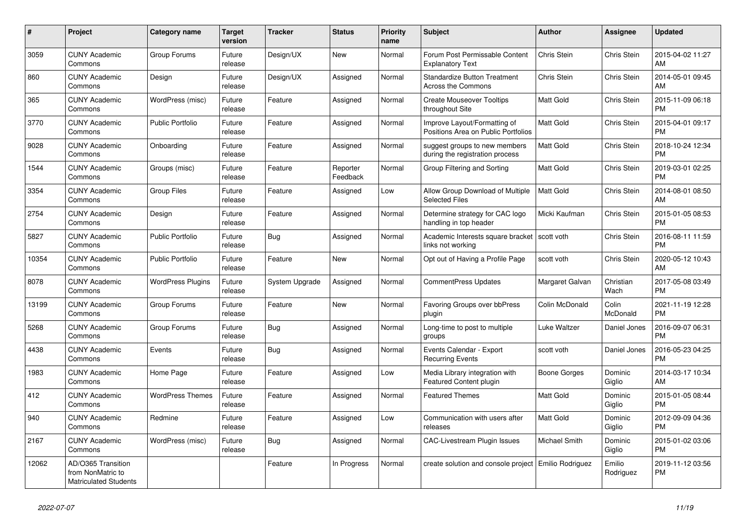| # | Project | Category name | Target version | Tracker | Status | Priority name | Subject | Author | Assignee | Updated |
|---|---|---|---|---|---|---|---|---|---|---|
| 3059 | CUNY Academic Commons | Group Forums | Future release | Design/UX | New | Normal | Forum Post Permissable Content Explanatory Text | Chris Stein | Chris Stein | 2015-04-02 11:27 AM |
| 860 | CUNY Academic Commons | Design | Future release | Design/UX | Assigned | Normal | Standardize Button Treatment Across the Commons | Chris Stein | Chris Stein | 2014-05-01 09:45 AM |
| 365 | CUNY Academic Commons | WordPress (misc) | Future release | Feature | Assigned | Normal | Create Mouseover Tooltips throughout Site | Matt Gold | Chris Stein | 2015-11-09 06:18 PM |
| 3770 | CUNY Academic Commons | Public Portfolio | Future release | Feature | Assigned | Normal | Improve Layout/Formatting of Positions Area on Public Portfolios | Matt Gold | Chris Stein | 2015-04-01 09:17 PM |
| 9028 | CUNY Academic Commons | Onboarding | Future release | Feature | Assigned | Normal | suggest groups to new members during the registration process | Matt Gold | Chris Stein | 2018-10-24 12:34 PM |
| 1544 | CUNY Academic Commons | Groups (misc) | Future release | Feature | Reporter Feedback | Normal | Group Filtering and Sorting | Matt Gold | Chris Stein | 2019-03-01 02:25 PM |
| 3354 | CUNY Academic Commons | Group Files | Future release | Feature | Assigned | Low | Allow Group Download of Multiple Selected Files | Matt Gold | Chris Stein | 2014-08-01 08:50 AM |
| 2754 | CUNY Academic Commons | Design | Future release | Feature | Assigned | Normal | Determine strategy for CAC logo handling in top header | Micki Kaufman | Chris Stein | 2015-01-05 08:53 PM |
| 5827 | CUNY Academic Commons | Public Portfolio | Future release | Bug | Assigned | Normal | Academic Interests square bracket links not working | scott voth | Chris Stein | 2016-08-11 11:59 PM |
| 10354 | CUNY Academic Commons | Public Portfolio | Future release | Feature | New | Normal | Opt out of Having a Profile Page | scott voth | Chris Stein | 2020-05-12 10:43 AM |
| 8078 | CUNY Academic Commons | WordPress Plugins | Future release | System Upgrade | Assigned | Normal | CommentPress Updates | Margaret Galvan | Christian Wach | 2017-05-08 03:49 PM |
| 13199 | CUNY Academic Commons | Group Forums | Future release | Feature | New | Normal | Favoring Groups over bbPress plugin | Colin McDonald | Colin McDonald | 2021-11-19 12:28 PM |
| 5268 | CUNY Academic Commons | Group Forums | Future release | Bug | Assigned | Normal | Long-time to post to multiple groups | Luke Waltzer | Daniel Jones | 2016-09-07 06:31 PM |
| 4438 | CUNY Academic Commons | Events | Future release | Bug | Assigned | Normal | Events Calendar - Export Recurring Events | scott voth | Daniel Jones | 2016-05-23 04:25 PM |
| 1983 | CUNY Academic Commons | Home Page | Future release | Feature | Assigned | Low | Media Library integration with Featured Content plugin | Boone Gorges | Dominic Giglio | 2014-03-17 10:34 AM |
| 412 | CUNY Academic Commons | WordPress Themes | Future release | Feature | Assigned | Normal | Featured Themes | Matt Gold | Dominic Giglio | 2015-01-05 08:44 PM |
| 940 | CUNY Academic Commons | Redmine | Future release | Feature | Assigned | Low | Communication with users after releases | Matt Gold | Dominic Giglio | 2012-09-09 04:36 PM |
| 2167 | CUNY Academic Commons | WordPress (misc) | Future release | Bug | Assigned | Normal | CAC-Livestream Plugin Issues | Michael Smith | Dominic Giglio | 2015-01-02 03:06 PM |
| 12062 | AD/O365 Transition from NonMatric to Matriculated Students | | | Feature | In Progress | Normal | create solution and console project | Emilio Rodriguez | Emilio Rodriguez | 2019-11-12 03:56 PM |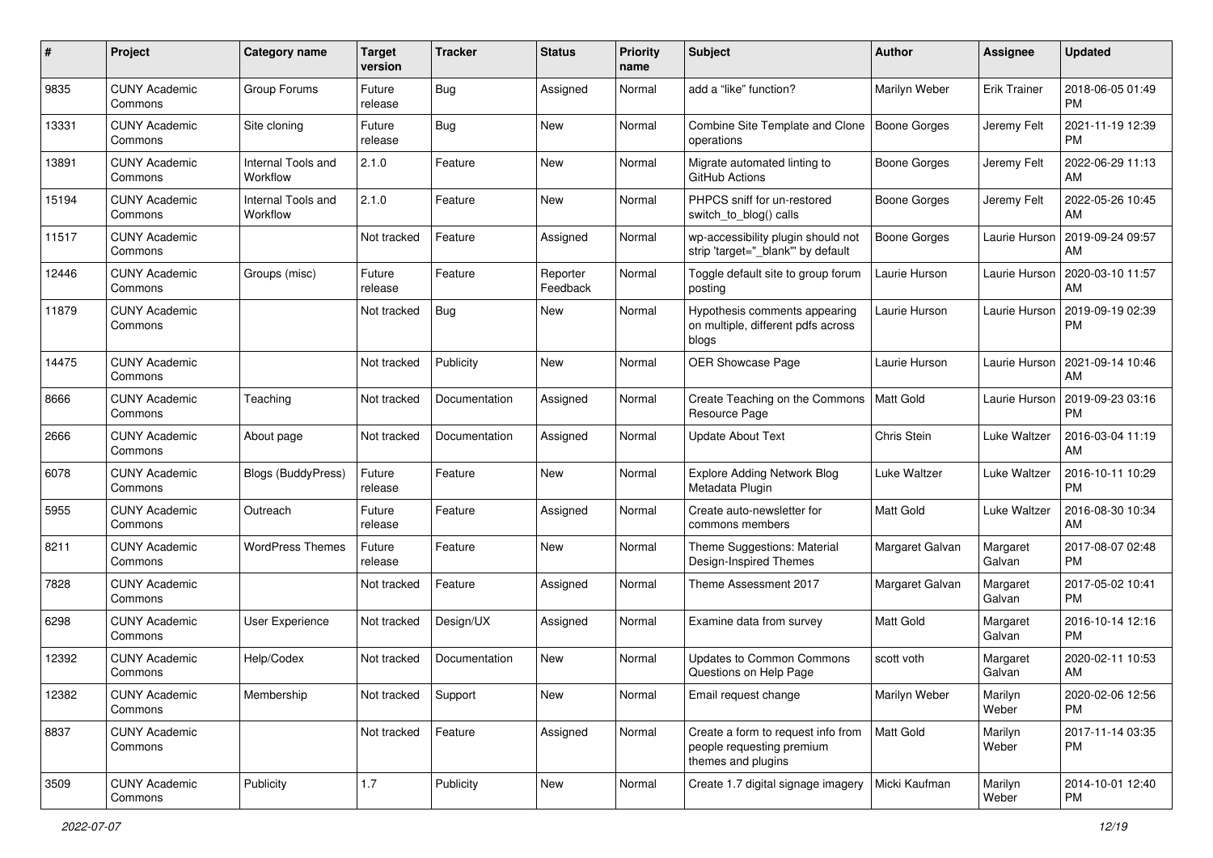| # | Project | Category name | Target version | Tracker | Status | Priority name | Subject | Author | Assignee | Updated |
|---|---|---|---|---|---|---|---|---|---|---|
| 9835 | CUNY Academic Commons | Group Forums | Future release | Bug | Assigned | Normal | add a "like" function? | Marilyn Weber | Erik Trainer | 2018-06-05 01:49 PM |
| 13331 | CUNY Academic Commons | Site cloning | Future release | Bug | New | Normal | Combine Site Template and Clone operations | Boone Gorges | Jeremy Felt | 2021-11-19 12:39 PM |
| 13891 | CUNY Academic Commons | Internal Tools and Workflow | 2.1.0 | Feature | New | Normal | Migrate automated linting to GitHub Actions | Boone Gorges | Jeremy Felt | 2022-06-29 11:13 AM |
| 15194 | CUNY Academic Commons | Internal Tools and Workflow | 2.1.0 | Feature | New | Normal | PHPCS sniff for un-restored switch_to_blog() calls | Boone Gorges | Jeremy Felt | 2022-05-26 10:45 AM |
| 11517 | CUNY Academic Commons | | Not tracked | Feature | Assigned | Normal | wp-accessibility plugin should not strip 'target="_blank"' by default | Boone Gorges | Laurie Hurson | 2019-09-24 09:57 AM |
| 12446 | CUNY Academic Commons | Groups (misc) | Future release | Feature | Reporter Feedback | Normal | Toggle default site to group forum posting | Laurie Hurson | Laurie Hurson | 2020-03-10 11:57 AM |
| 11879 | CUNY Academic Commons | | Not tracked | Bug | New | Normal | Hypothesis comments appearing on multiple, different pdfs across blogs | Laurie Hurson | Laurie Hurson | 2019-09-19 02:39 PM |
| 14475 | CUNY Academic Commons | | Not tracked | Publicity | New | Normal | OER Showcase Page | Laurie Hurson | Laurie Hurson | 2021-09-14 10:46 AM |
| 8666 | CUNY Academic Commons | Teaching | Not tracked | Documentation | Assigned | Normal | Create Teaching on the Commons Resource Page | Matt Gold | Laurie Hurson | 2019-09-23 03:16 PM |
| 2666 | CUNY Academic Commons | About page | Not tracked | Documentation | Assigned | Normal | Update About Text | Chris Stein | Luke Waltzer | 2016-03-04 11:19 AM |
| 6078 | CUNY Academic Commons | Blogs (BuddyPress) | Future release | Feature | New | Normal | Explore Adding Network Blog Metadata Plugin | Luke Waltzer | Luke Waltzer | 2016-10-11 10:29 PM |
| 5955 | CUNY Academic Commons | Outreach | Future release | Feature | Assigned | Normal | Create auto-newsletter for commons members | Matt Gold | Luke Waltzer | 2016-08-30 10:34 AM |
| 8211 | CUNY Academic Commons | WordPress Themes | Future release | Feature | New | Normal | Theme Suggestions: Material Design-Inspired Themes | Margaret Galvan | Margaret Galvan | 2017-08-07 02:48 PM |
| 7828 | CUNY Academic Commons | | Not tracked | Feature | Assigned | Normal | Theme Assessment 2017 | Margaret Galvan | Margaret Galvan | 2017-05-02 10:41 PM |
| 6298 | CUNY Academic Commons | User Experience | Not tracked | Design/UX | Assigned | Normal | Examine data from survey | Matt Gold | Margaret Galvan | 2016-10-14 12:16 PM |
| 12392 | CUNY Academic Commons | Help/Codex | Not tracked | Documentation | New | Normal | Updates to Common Commons Questions on Help Page | scott voth | Margaret Galvan | 2020-02-11 10:53 AM |
| 12382 | CUNY Academic Commons | Membership | Not tracked | Support | New | Normal | Email request change | Marilyn Weber | Marilyn Weber | 2020-02-06 12:56 PM |
| 8837 | CUNY Academic Commons | | Not tracked | Feature | Assigned | Normal | Create a form to request info from people requesting premium themes and plugins | Matt Gold | Marilyn Weber | 2017-11-14 03:35 PM |
| 3509 | CUNY Academic Commons | Publicity | 1.7 | Publicity | New | Normal | Create 1.7 digital signage imagery | Micki Kaufman | Marilyn Weber | 2014-10-01 12:40 PM |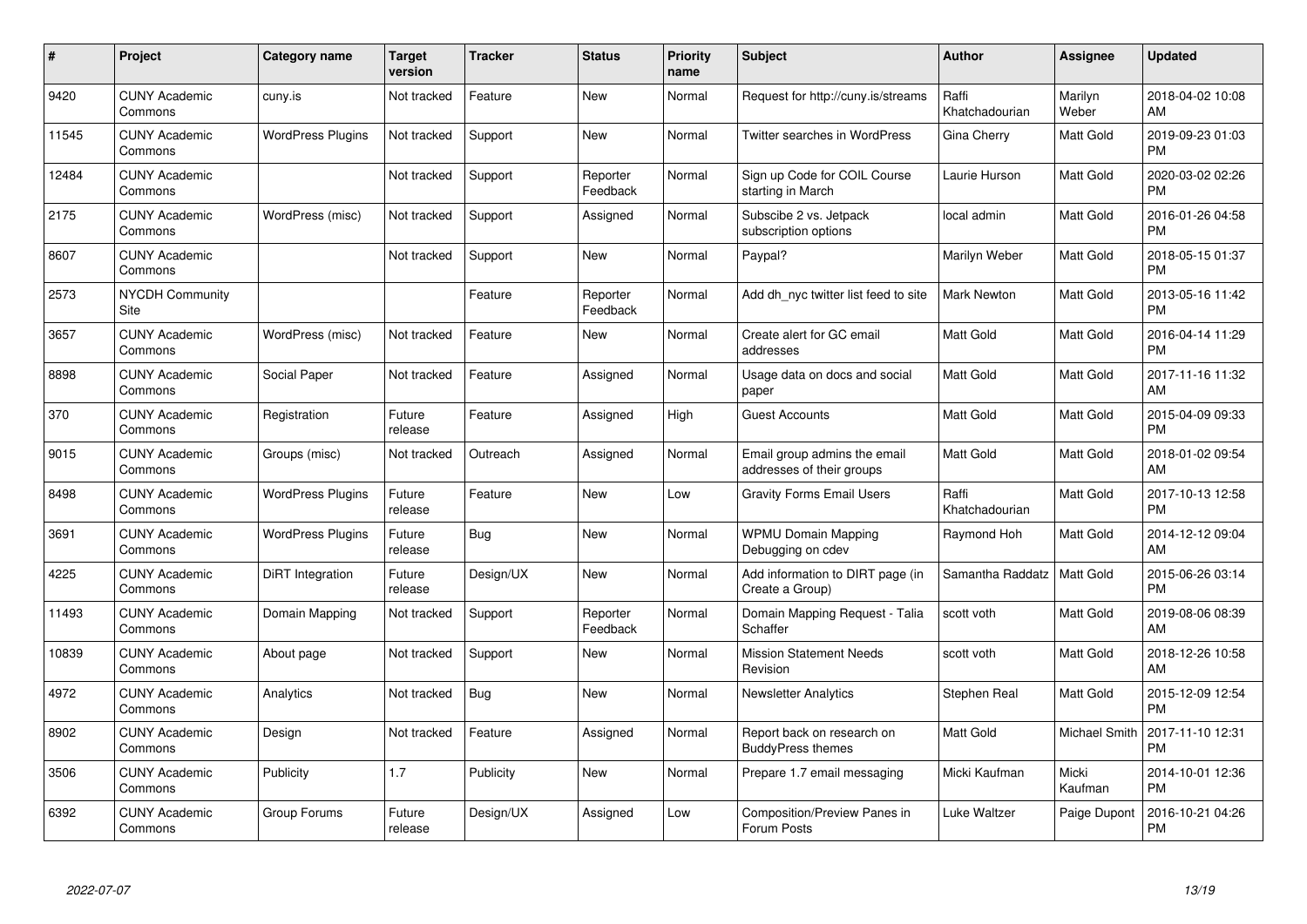| # | Project | Category name | Target version | Tracker | Status | Priority name | Subject | Author | Assignee | Updated |
|---|---|---|---|---|---|---|---|---|---|---|
| 9420 | CUNY Academic Commons | cuny.is | Not tracked | Feature | New | Normal | Request for http://cuny.is/streams | Raffi Khatchadourian | Marilyn Weber | 2018-04-02 10:08 AM |
| 11545 | CUNY Academic Commons | WordPress Plugins | Not tracked | Support | New | Normal | Twitter searches in WordPress | Gina Cherry | Matt Gold | 2019-09-23 01:03 PM |
| 12484 | CUNY Academic Commons | | Not tracked | Support | Reporter Feedback | Normal | Sign up Code for COIL Course starting in March | Laurie Hurson | Matt Gold | 2020-03-02 02:26 PM |
| 2175 | CUNY Academic Commons | WordPress (misc) | Not tracked | Support | Assigned | Normal | Subscibe 2 vs. Jetpack subscription options | local admin | Matt Gold | 2016-01-26 04:58 PM |
| 8607 | CUNY Academic Commons | | Not tracked | Support | New | Normal | Paypal? | Marilyn Weber | Matt Gold | 2018-05-15 01:37 PM |
| 2573 | NYCDH Community Site | | | Feature | Reporter Feedback | Normal | Add dh_nyc twitter list feed to site | Mark Newton | Matt Gold | 2013-05-16 11:42 PM |
| 3657 | CUNY Academic Commons | WordPress (misc) | Not tracked | Feature | New | Normal | Create alert for GC email addresses | Matt Gold | Matt Gold | 2016-04-14 11:29 PM |
| 8898 | CUNY Academic Commons | Social Paper | Not tracked | Feature | Assigned | Normal | Usage data on docs and social paper | Matt Gold | Matt Gold | 2017-11-16 11:32 AM |
| 370 | CUNY Academic Commons | Registration | Future release | Feature | Assigned | High | Guest Accounts | Matt Gold | Matt Gold | 2015-04-09 09:33 PM |
| 9015 | CUNY Academic Commons | Groups (misc) | Not tracked | Outreach | Assigned | Normal | Email group admins the email addresses of their groups | Matt Gold | Matt Gold | 2018-01-02 09:54 AM |
| 8498 | CUNY Academic Commons | WordPress Plugins | Future release | Feature | New | Low | Gravity Forms Email Users | Raffi Khatchadourian | Matt Gold | 2017-10-13 12:58 PM |
| 3691 | CUNY Academic Commons | WordPress Plugins | Future release | Bug | New | Normal | WPMU Domain Mapping Debugging on cdev | Raymond Hoh | Matt Gold | 2014-12-12 09:04 AM |
| 4225 | CUNY Academic Commons | DiRT Integration | Future release | Design/UX | New | Normal | Add information to DIRT page (in Create a Group) | Samantha Raddatz | Matt Gold | 2015-06-26 03:14 PM |
| 11493 | CUNY Academic Commons | Domain Mapping | Not tracked | Support | Reporter Feedback | Normal | Domain Mapping Request - Talia Schaffer | scott voth | Matt Gold | 2019-08-06 08:39 AM |
| 10839 | CUNY Academic Commons | About page | Not tracked | Support | New | Normal | Mission Statement Needs Revision | scott voth | Matt Gold | 2018-12-26 10:58 AM |
| 4972 | CUNY Academic Commons | Analytics | Not tracked | Bug | New | Normal | Newsletter Analytics | Stephen Real | Matt Gold | 2015-12-09 12:54 PM |
| 8902 | CUNY Academic Commons | Design | Not tracked | Feature | Assigned | Normal | Report back on research on BuddyPress themes | Matt Gold | Michael Smith | 2017-11-10 12:31 PM |
| 3506 | CUNY Academic Commons | Publicity | 1.7 | Publicity | New | Normal | Prepare 1.7 email messaging | Micki Kaufman | Micki Kaufman | 2014-10-01 12:36 PM |
| 6392 | CUNY Academic Commons | Group Forums | Future release | Design/UX | Assigned | Low | Composition/Preview Panes in Forum Posts | Luke Waltzer | Paige Dupont | 2016-10-21 04:26 PM |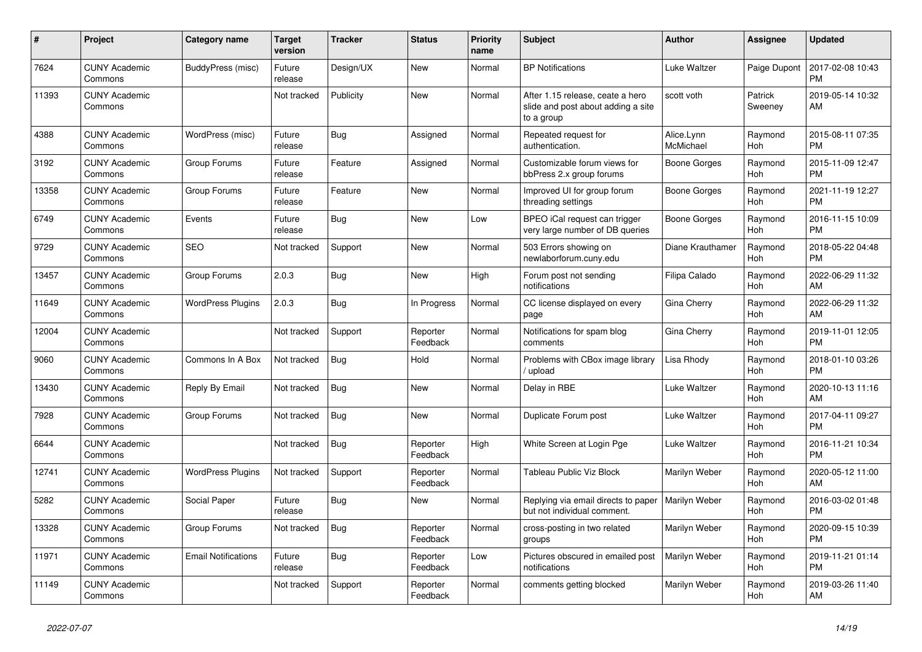| # | Project | Category name | Target version | Tracker | Status | Priority name | Subject | Author | Assignee | Updated |
|---|---|---|---|---|---|---|---|---|---|---|
| 7624 | CUNY Academic Commons | BuddyPress (misc) | Future release | Design/UX | New | Normal | BP Notifications | Luke Waltzer | Paige Dupont | 2017-02-08 10:43 PM |
| 11393 | CUNY Academic Commons | | Not tracked | Publicity | New | Normal | After 1.15 release, ceate a hero slide and post about adding a site to a group | scott voth | Patrick Sweeney | 2019-05-14 10:32 AM |
| 4388 | CUNY Academic Commons | WordPress (misc) | Future release | Bug | Assigned | Normal | Repeated request for authentication. | Alice.Lynn McMichael | Raymond Hoh | 2015-08-11 07:35 PM |
| 3192 | CUNY Academic Commons | Group Forums | Future release | Feature | Assigned | Normal | Customizable forum views for bbPress 2.x group forums | Boone Gorges | Raymond Hoh | 2015-11-09 12:47 PM |
| 13358 | CUNY Academic Commons | Group Forums | Future release | Feature | New | Normal | Improved UI for group forum threading settings | Boone Gorges | Raymond Hoh | 2021-11-19 12:27 PM |
| 6749 | CUNY Academic Commons | Events | Future release | Bug | New | Low | BPEO iCal request can trigger very large number of DB queries | Boone Gorges | Raymond Hoh | 2016-11-15 10:09 PM |
| 9729 | CUNY Academic Commons | SEO | Not tracked | Support | New | Normal | 503 Errors showing on newlaborforum.cuny.edu | Diane Krauthamer | Raymond Hoh | 2018-05-22 04:48 PM |
| 13457 | CUNY Academic Commons | Group Forums | 2.0.3 | Bug | New | High | Forum post not sending notifications | Filipa Calado | Raymond Hoh | 2022-06-29 11:32 AM |
| 11649 | CUNY Academic Commons | WordPress Plugins | 2.0.3 | Bug | In Progress | Normal | CC license displayed on every page | Gina Cherry | Raymond Hoh | 2022-06-29 11:32 AM |
| 12004 | CUNY Academic Commons | | Not tracked | Support | Reporter Feedback | Normal | Notifications for spam blog comments | Gina Cherry | Raymond Hoh | 2019-11-01 12:05 PM |
| 9060 | CUNY Academic Commons | Commons In A Box | Not tracked | Bug | Hold | Normal | Problems with CBox image library / upload | Lisa Rhody | Raymond Hoh | 2018-01-10 03:26 PM |
| 13430 | CUNY Academic Commons | Reply By Email | Not tracked | Bug | New | Normal | Delay in RBE | Luke Waltzer | Raymond Hoh | 2020-10-13 11:16 AM |
| 7928 | CUNY Academic Commons | Group Forums | Not tracked | Bug | New | Normal | Duplicate Forum post | Luke Waltzer | Raymond Hoh | 2017-04-11 09:27 PM |
| 6644 | CUNY Academic Commons | | Not tracked | Bug | Reporter Feedback | High | White Screen at Login Pge | Luke Waltzer | Raymond Hoh | 2016-11-21 10:34 PM |
| 12741 | CUNY Academic Commons | WordPress Plugins | Not tracked | Support | Reporter Feedback | Normal | Tableau Public Viz Block | Marilyn Weber | Raymond Hoh | 2020-05-12 11:00 AM |
| 5282 | CUNY Academic Commons | Social Paper | Future release | Bug | New | Normal | Replying via email directs to paper but not individual comment. | Marilyn Weber | Raymond Hoh | 2016-03-02 01:48 PM |
| 13328 | CUNY Academic Commons | Group Forums | Not tracked | Bug | Reporter Feedback | Normal | cross-posting in two related groups | Marilyn Weber | Raymond Hoh | 2020-09-15 10:39 PM |
| 11971 | CUNY Academic Commons | Email Notifications | Future release | Bug | Reporter Feedback | Low | Pictures obscured in emailed post notifications | Marilyn Weber | Raymond Hoh | 2019-11-21 01:14 PM |
| 11149 | CUNY Academic Commons | | Not tracked | Support | Reporter Feedback | Normal | comments getting blocked | Marilyn Weber | Raymond Hoh | 2019-03-26 11:40 AM |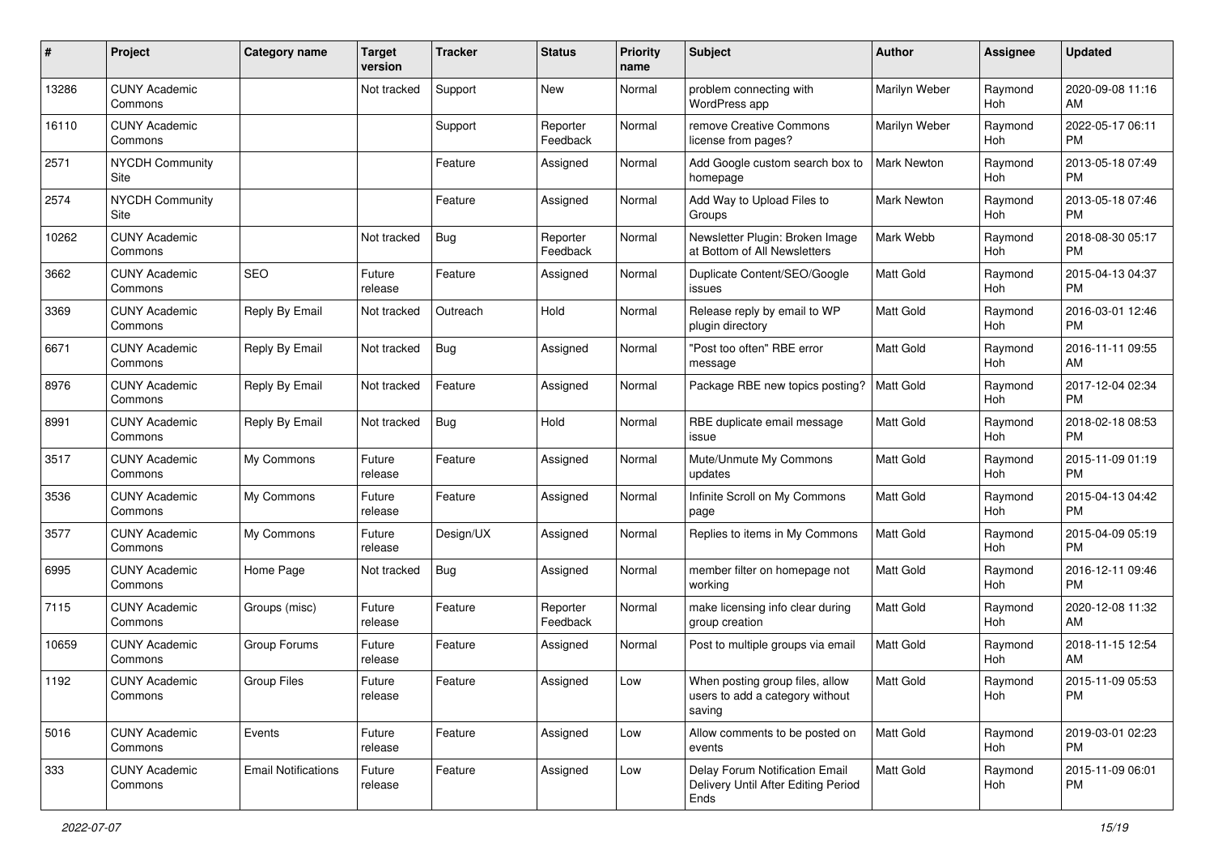| # | Project | Category name | Target version | Tracker | Status | Priority name | Subject | Author | Assignee | Updated |
|---|---|---|---|---|---|---|---|---|---|---|
| 13286 | CUNY Academic Commons | | Not tracked | Support | New | Normal | problem connecting with WordPress app | Marilyn Weber | Raymond Hoh | 2020-09-08 11:16 AM |
| 16110 | CUNY Academic Commons | | | Support | Reporter Feedback | Normal | remove Creative Commons license from pages? | Marilyn Weber | Raymond Hoh | 2022-05-17 06:11 PM |
| 2571 | NYCDH Community Site | | | Feature | Assigned | Normal | Add Google custom search box to homepage | Mark Newton | Raymond Hoh | 2013-05-18 07:49 PM |
| 2574 | NYCDH Community Site | | | Feature | Assigned | Normal | Add Way to Upload Files to Groups | Mark Newton | Raymond Hoh | 2013-05-18 07:46 PM |
| 10262 | CUNY Academic Commons | | Not tracked | Bug | Reporter Feedback | Normal | Newsletter Plugin: Broken Image at Bottom of All Newsletters | Mark Webb | Raymond Hoh | 2018-08-30 05:17 PM |
| 3662 | CUNY Academic Commons | SEO | Future release | Feature | Assigned | Normal | Duplicate Content/SEO/Google issues | Matt Gold | Raymond Hoh | 2015-04-13 04:37 PM |
| 3369 | CUNY Academic Commons | Reply By Email | Not tracked | Outreach | Hold | Normal | Release reply by email to WP plugin directory | Matt Gold | Raymond Hoh | 2016-03-01 12:46 PM |
| 6671 | CUNY Academic Commons | Reply By Email | Not tracked | Bug | Assigned | Normal | "Post too often" RBE error message | Matt Gold | Raymond Hoh | 2016-11-11 09:55 AM |
| 8976 | CUNY Academic Commons | Reply By Email | Not tracked | Feature | Assigned | Normal | Package RBE new topics posting? | Matt Gold | Raymond Hoh | 2017-12-04 02:34 PM |
| 8991 | CUNY Academic Commons | Reply By Email | Not tracked | Bug | Hold | Normal | RBE duplicate email message issue | Matt Gold | Raymond Hoh | 2018-02-18 08:53 PM |
| 3517 | CUNY Academic Commons | My Commons | Future release | Feature | Assigned | Normal | Mute/Unmute My Commons updates | Matt Gold | Raymond Hoh | 2015-11-09 01:19 PM |
| 3536 | CUNY Academic Commons | My Commons | Future release | Feature | Assigned | Normal | Infinite Scroll on My Commons page | Matt Gold | Raymond Hoh | 2015-04-13 04:42 PM |
| 3577 | CUNY Academic Commons | My Commons | Future release | Design/UX | Assigned | Normal | Replies to items in My Commons | Matt Gold | Raymond Hoh | 2015-04-09 05:19 PM |
| 6995 | CUNY Academic Commons | Home Page | Not tracked | Bug | Assigned | Normal | member filter on homepage not working | Matt Gold | Raymond Hoh | 2016-12-11 09:46 PM |
| 7115 | CUNY Academic Commons | Groups (misc) | Future release | Feature | Reporter Feedback | Normal | make licensing info clear during group creation | Matt Gold | Raymond Hoh | 2020-12-08 11:32 AM |
| 10659 | CUNY Academic Commons | Group Forums | Future release | Feature | Assigned | Normal | Post to multiple groups via email | Matt Gold | Raymond Hoh | 2018-11-15 12:54 AM |
| 1192 | CUNY Academic Commons | Group Files | Future release | Feature | Assigned | Low | When posting group files, allow users to add a category without saving | Matt Gold | Raymond Hoh | 2015-11-09 05:53 PM |
| 5016 | CUNY Academic Commons | Events | Future release | Feature | Assigned | Low | Allow comments to be posted on events | Matt Gold | Raymond Hoh | 2019-03-01 02:23 PM |
| 333 | CUNY Academic Commons | Email Notifications | Future release | Feature | Assigned | Low | Delay Forum Notification Email Delivery Until After Editing Period Ends | Matt Gold | Raymond Hoh | 2015-11-09 06:01 PM |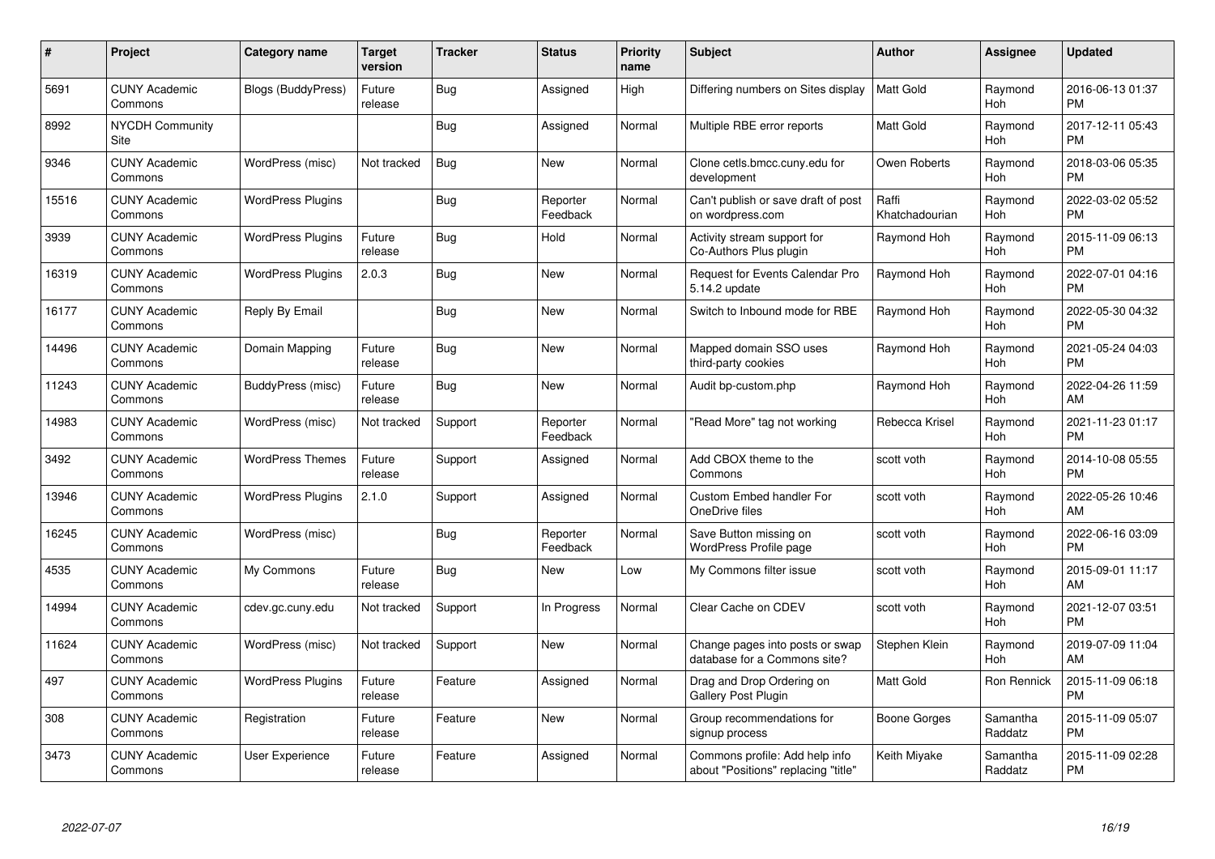| # | Project | Category name | Target version | Tracker | Status | Priority name | Subject | Author | Assignee | Updated |
|---|---|---|---|---|---|---|---|---|---|---|
| 5691 | CUNY Academic Commons | Blogs (BuddyPress) | Future release | Bug | Assigned | High | Differing numbers on Sites display | Matt Gold | Raymond Hoh | 2016-06-13 01:37 PM |
| 8992 | NYCDH Community Site | | | Bug | Assigned | Normal | Multiple RBE error reports | Matt Gold | Raymond Hoh | 2017-12-11 05:43 PM |
| 9346 | CUNY Academic Commons | WordPress (misc) | Not tracked | Bug | New | Normal | Clone cetls.bmcc.cuny.edu for development | Owen Roberts | Raymond Hoh | 2018-03-06 05:35 PM |
| 15516 | CUNY Academic Commons | WordPress Plugins | | Bug | Reporter Feedback | Normal | Can't publish or save draft of post on wordpress.com | Raffi Khatchadourian | Raymond Hoh | 2022-03-02 05:52 PM |
| 3939 | CUNY Academic Commons | WordPress Plugins | Future release | Bug | Hold | Normal | Activity stream support for Co-Authors Plus plugin | Raymond Hoh | Raymond Hoh | 2015-11-09 06:13 PM |
| 16319 | CUNY Academic Commons | WordPress Plugins | 2.0.3 | Bug | New | Normal | Request for Events Calendar Pro 5.14.2 update | Raymond Hoh | Raymond Hoh | 2022-07-01 04:16 PM |
| 16177 | CUNY Academic Commons | Reply By Email | | Bug | New | Normal | Switch to Inbound mode for RBE | Raymond Hoh | Raymond Hoh | 2022-05-30 04:32 PM |
| 14496 | CUNY Academic Commons | Domain Mapping | Future release | Bug | New | Normal | Mapped domain SSO uses third-party cookies | Raymond Hoh | Raymond Hoh | 2021-05-24 04:03 PM |
| 11243 | CUNY Academic Commons | BuddyPress (misc) | Future release | Bug | New | Normal | Audit bp-custom.php | Raymond Hoh | Raymond Hoh | 2022-04-26 11:59 AM |
| 14983 | CUNY Academic Commons | WordPress (misc) | Not tracked | Support | Reporter Feedback | Normal | "Read More" tag not working | Rebecca Krisel | Raymond Hoh | 2021-11-23 01:17 PM |
| 3492 | CUNY Academic Commons | WordPress Themes | Future release | Support | Assigned | Normal | Add CBOX theme to the Commons | scott voth | Raymond Hoh | 2014-10-08 05:55 PM |
| 13946 | CUNY Academic Commons | WordPress Plugins | 2.1.0 | Support | Assigned | Normal | Custom Embed handler For OneDrive files | scott voth | Raymond Hoh | 2022-05-26 10:46 AM |
| 16245 | CUNY Academic Commons | WordPress (misc) | | Bug | Reporter Feedback | Normal | Save Button missing on WordPress Profile page | scott voth | Raymond Hoh | 2022-06-16 03:09 PM |
| 4535 | CUNY Academic Commons | My Commons | Future release | Bug | New | Low | My Commons filter issue | scott voth | Raymond Hoh | 2015-09-01 11:17 AM |
| 14994 | CUNY Academic Commons | cdev.gc.cuny.edu | Not tracked | Support | In Progress | Normal | Clear Cache on CDEV | scott voth | Raymond Hoh | 2021-12-07 03:51 PM |
| 11624 | CUNY Academic Commons | WordPress (misc) | Not tracked | Support | New | Normal | Change pages into posts or swap database for a Commons site? | Stephen Klein | Raymond Hoh | 2019-07-09 11:04 AM |
| 497 | CUNY Academic Commons | WordPress Plugins | Future release | Feature | Assigned | Normal | Drag and Drop Ordering on Gallery Post Plugin | Matt Gold | Ron Rennick | 2015-11-09 06:18 PM |
| 308 | CUNY Academic Commons | Registration | Future release | Feature | New | Normal | Group recommendations for signup process | Boone Gorges | Samantha Raddatz | 2015-11-09 05:07 PM |
| 3473 | CUNY Academic Commons | User Experience | Future release | Feature | Assigned | Normal | Commons profile: Add help info about "Positions" replacing "title" | Keith Miyake | Samantha Raddatz | 2015-11-09 02:28 PM |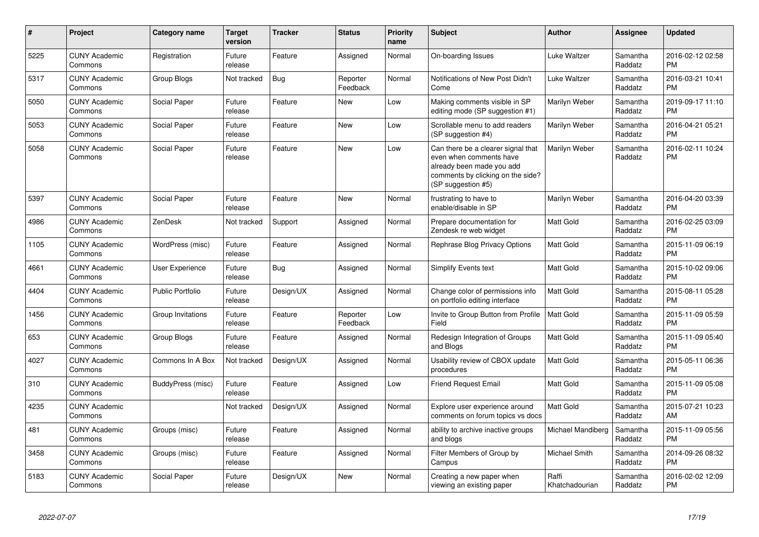| # | Project | Category name | Target version | Tracker | Status | Priority name | Subject | Author | Assignee | Updated |
|---|---|---|---|---|---|---|---|---|---|---|
| 5225 | CUNY Academic Commons | Registration | Future release | Feature | Assigned | Normal | On-boarding Issues | Luke Waltzer | Samantha Raddatz | 2016-02-12 02:58 PM |
| 5317 | CUNY Academic Commons | Group Blogs | Not tracked | Bug | Reporter Feedback | Normal | Notifications of New Post Didn't Come | Luke Waltzer | Samantha Raddatz | 2016-03-21 10:41 PM |
| 5050 | CUNY Academic Commons | Social Paper | Future release | Feature | New | Low | Making comments visible in SP editing mode (SP suggestion #1) | Marilyn Weber | Samantha Raddatz | 2019-09-17 11:10 PM |
| 5053 | CUNY Academic Commons | Social Paper | Future release | Feature | New | Low | Scrollable menu to add readers (SP suggestion #4) | Marilyn Weber | Samantha Raddatz | 2016-04-21 05:21 PM |
| 5058 | CUNY Academic Commons | Social Paper | Future release | Feature | New | Low | Can there be a clearer signal that even when comments have already been made you add comments by clicking on the side? (SP suggestion #5) | Marilyn Weber | Samantha Raddatz | 2016-02-11 10:24 PM |
| 5397 | CUNY Academic Commons | Social Paper | Future release | Feature | New | Normal | frustrating to have to enable/disable in SP | Marilyn Weber | Samantha Raddatz | 2016-04-20 03:39 PM |
| 4986 | CUNY Academic Commons | ZenDesk | Not tracked | Support | Assigned | Normal | Prepare documentation for Zendesk re web widget | Matt Gold | Samantha Raddatz | 2016-02-25 03:09 PM |
| 1105 | CUNY Academic Commons | WordPress (misc) | Future release | Feature | Assigned | Normal | Rephrase Blog Privacy Options | Matt Gold | Samantha Raddatz | 2015-11-09 06:19 PM |
| 4661 | CUNY Academic Commons | User Experience | Future release | Bug | Assigned | Normal | Simplify Events text | Matt Gold | Samantha Raddatz | 2015-10-02 09:06 PM |
| 4404 | CUNY Academic Commons | Public Portfolio | Future release | Design/UX | Assigned | Normal | Change color of permissions info on portfolio editing interface | Matt Gold | Samantha Raddatz | 2015-08-11 05:28 PM |
| 1456 | CUNY Academic Commons | Group Invitations | Future release | Feature | Reporter Feedback | Low | Invite to Group Button from Profile Field | Matt Gold | Samantha Raddatz | 2015-11-09 05:59 PM |
| 653 | CUNY Academic Commons | Group Blogs | Future release | Feature | Assigned | Normal | Redesign Integration of Groups and Blogs | Matt Gold | Samantha Raddatz | 2015-11-09 05:40 PM |
| 4027 | CUNY Academic Commons | Commons In A Box | Not tracked | Design/UX | Assigned | Normal | Usability review of CBOX update procedures | Matt Gold | Samantha Raddatz | 2015-05-11 06:36 PM |
| 310 | CUNY Academic Commons | BuddyPress (misc) | Future release | Feature | Assigned | Low | Friend Request Email | Matt Gold | Samantha Raddatz | 2015-11-09 05:08 PM |
| 4235 | CUNY Academic Commons | | Not tracked | Design/UX | Assigned | Normal | Explore user experience around comments on forum topics vs docs | Matt Gold | Samantha Raddatz | 2015-07-21 10:23 AM |
| 481 | CUNY Academic Commons | Groups (misc) | Future release | Feature | Assigned | Normal | ability to archive inactive groups and blogs | Michael Mandiberg | Samantha Raddatz | 2015-11-09 05:56 PM |
| 3458 | CUNY Academic Commons | Groups (misc) | Future release | Feature | Assigned | Normal | Filter Members of Group by Campus | Michael Smith | Samantha Raddatz | 2014-09-26 08:32 PM |
| 5183 | CUNY Academic Commons | Social Paper | Future release | Design/UX | New | Normal | Creating a new paper when viewing an existing paper | Raffi Khatchadourian | Samantha Raddatz | 2016-02-02 12:09 PM |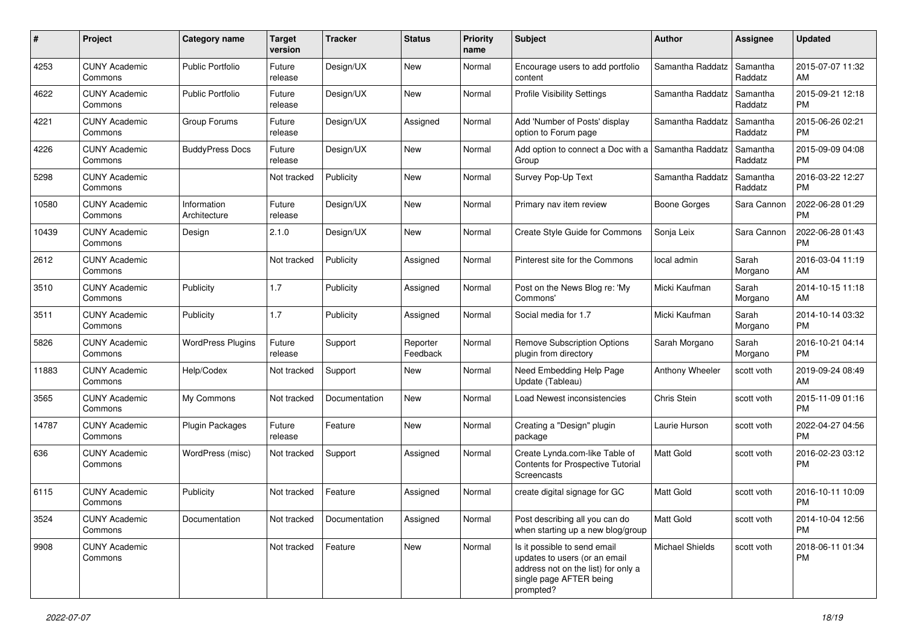| # | Project | Category name | Target version | Tracker | Status | Priority name | Subject | Author | Assignee | Updated |
|---|---|---|---|---|---|---|---|---|---|---|
| 4253 | CUNY Academic Commons | Public Portfolio | Future release | Design/UX | New | Normal | Encourage users to add portfolio content | Samantha Raddatz | Samantha Raddatz | 2015-07-07 11:32 AM |
| 4622 | CUNY Academic Commons | Public Portfolio | Future release | Design/UX | New | Normal | Profile Visibility Settings | Samantha Raddatz | Samantha Raddatz | 2015-09-21 12:18 PM |
| 4221 | CUNY Academic Commons | Group Forums | Future release | Design/UX | Assigned | Normal | Add 'Number of Posts' display option to Forum page | Samantha Raddatz | Samantha Raddatz | 2015-06-26 02:21 PM |
| 4226 | CUNY Academic Commons | BuddyPress Docs | Future release | Design/UX | New | Normal | Add option to connect a Doc with a Group | Samantha Raddatz | Samantha Raddatz | 2015-09-09 04:08 PM |
| 5298 | CUNY Academic Commons | | Not tracked | Publicity | New | Normal | Survey Pop-Up Text | Samantha Raddatz | Samantha Raddatz | 2016-03-22 12:27 PM |
| 10580 | CUNY Academic Commons | Information Architecture | Future release | Design/UX | New | Normal | Primary nav item review | Boone Gorges | Sara Cannon | 2022-06-28 01:29 PM |
| 10439 | CUNY Academic Commons | Design | 2.1.0 | Design/UX | New | Normal | Create Style Guide for Commons | Sonja Leix | Sara Cannon | 2022-06-28 01:43 PM |
| 2612 | CUNY Academic Commons | | Not tracked | Publicity | Assigned | Normal | Pinterest site for the Commons | local admin | Sarah Morgano | 2016-03-04 11:19 AM |
| 3510 | CUNY Academic Commons | Publicity | 1.7 | Publicity | Assigned | Normal | Post on the News Blog re: 'My Commons' | Micki Kaufman | Sarah Morgano | 2014-10-15 11:18 AM |
| 3511 | CUNY Academic Commons | Publicity | 1.7 | Publicity | Assigned | Normal | Social media for 1.7 | Micki Kaufman | Sarah Morgano | 2014-10-14 03:32 PM |
| 5826 | CUNY Academic Commons | WordPress Plugins | Future release | Support | Reporter Feedback | Normal | Remove Subscription Options plugin from directory | Sarah Morgano | Sarah Morgano | 2016-10-21 04:14 PM |
| 11883 | CUNY Academic Commons | Help/Codex | Not tracked | Support | New | Normal | Need Embedding Help Page Update (Tableau) | Anthony Wheeler | scott voth | 2019-09-24 08:49 AM |
| 3565 | CUNY Academic Commons | My Commons | Not tracked | Documentation | New | Normal | Load Newest inconsistencies | Chris Stein | scott voth | 2015-11-09 01:16 PM |
| 14787 | CUNY Academic Commons | Plugin Packages | Future release | Feature | New | Normal | Creating a "Design" plugin package | Laurie Hurson | scott voth | 2022-04-27 04:56 PM |
| 636 | CUNY Academic Commons | WordPress (misc) | Not tracked | Support | Assigned | Normal | Create Lynda.com-like Table of Contents for Prospective Tutorial Screencasts | Matt Gold | scott voth | 2016-02-23 03:12 PM |
| 6115 | CUNY Academic Commons | Publicity | Not tracked | Feature | Assigned | Normal | create digital signage for GC | Matt Gold | scott voth | 2016-10-11 10:09 PM |
| 3524 | CUNY Academic Commons | Documentation | Not tracked | Documentation | Assigned | Normal | Post describing all you can do when starting up a new blog/group | Matt Gold | scott voth | 2014-10-04 12:56 PM |
| 9908 | CUNY Academic Commons | | Not tracked | Feature | New | Normal | Is it possible to send email updates to users (or an email address not on the list) for only a single page AFTER being prompted? | Michael Shields | scott voth | 2018-06-11 01:34 PM |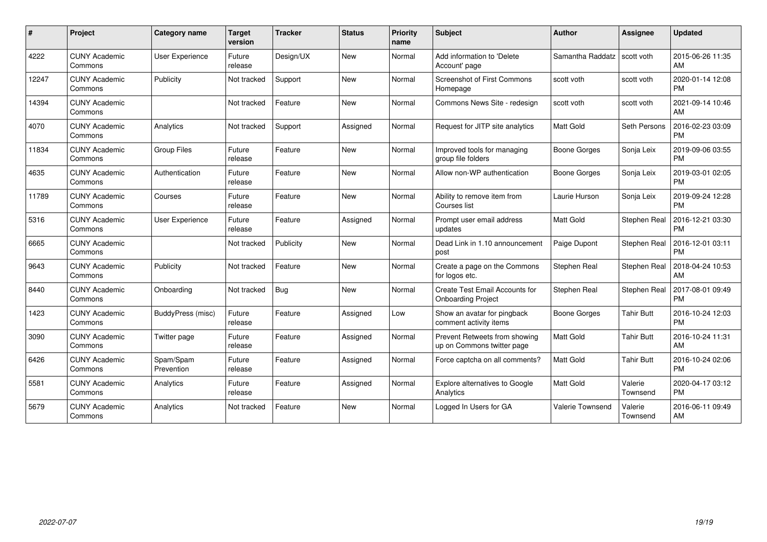| # | Project | Category name | Target version | Tracker | Status | Priority name | Subject | Author | Assignee | Updated |
|---|---|---|---|---|---|---|---|---|---|---|
| 4222 | CUNY Academic Commons | User Experience | Future release | Design/UX | New | Normal | Add information to 'Delete Account' page | Samantha Raddatz | scott voth | 2015-06-26 11:35 AM |
| 12247 | CUNY Academic Commons | Publicity | Not tracked | Support | New | Normal | Screenshot of First Commons Homepage | scott voth | scott voth | 2020-01-14 12:08 PM |
| 14394 | CUNY Academic Commons | | Not tracked | Feature | New | Normal | Commons News Site - redesign | scott voth | scott voth | 2021-09-14 10:46 AM |
| 4070 | CUNY Academic Commons | Analytics | Not tracked | Support | Assigned | Normal | Request for JITP site analytics | Matt Gold | Seth Persons | 2016-02-23 03:09 PM |
| 11834 | CUNY Academic Commons | Group Files | Future release | Feature | New | Normal | Improved tools for managing group file folders | Boone Gorges | Sonja Leix | 2019-09-06 03:55 PM |
| 4635 | CUNY Academic Commons | Authentication | Future release | Feature | New | Normal | Allow non-WP authentication | Boone Gorges | Sonja Leix | 2019-03-01 02:05 PM |
| 11789 | CUNY Academic Commons | Courses | Future release | Feature | New | Normal | Ability to remove item from Courses list | Laurie Hurson | Sonja Leix | 2019-09-24 12:28 PM |
| 5316 | CUNY Academic Commons | User Experience | Future release | Feature | Assigned | Normal | Prompt user email address updates | Matt Gold | Stephen Real | 2016-12-21 03:30 PM |
| 6665 | CUNY Academic Commons | | Not tracked | Publicity | New | Normal | Dead Link in 1.10 announcement post | Paige Dupont | Stephen Real | 2016-12-01 03:11 PM |
| 9643 | CUNY Academic Commons | Publicity | Not tracked | Feature | New | Normal | Create a page on the Commons for logos etc. | Stephen Real | Stephen Real | 2018-04-24 10:53 AM |
| 8440 | CUNY Academic Commons | Onboarding | Not tracked | Bug | New | Normal | Create Test Email Accounts for Onboarding Project | Stephen Real | Stephen Real | 2017-08-01 09:49 PM |
| 1423 | CUNY Academic Commons | BuddyPress (misc) | Future release | Feature | Assigned | Low | Show an avatar for pingback comment activity items | Boone Gorges | Tahir Butt | 2016-10-24 12:03 PM |
| 3090 | CUNY Academic Commons | Twitter page | Future release | Feature | Assigned | Normal | Prevent Retweets from showing up on Commons twitter page | Matt Gold | Tahir Butt | 2016-10-24 11:31 AM |
| 6426 | CUNY Academic Commons | Spam/Spam Prevention | Future release | Feature | Assigned | Normal | Force captcha on all comments? | Matt Gold | Tahir Butt | 2016-10-24 02:06 PM |
| 5581 | CUNY Academic Commons | Analytics | Future release | Feature | Assigned | Normal | Explore alternatives to Google Analytics | Matt Gold | Valerie Townsend | 2020-04-17 03:12 PM |
| 5679 | CUNY Academic Commons | Analytics | Not tracked | Feature | New | Normal | Logged In Users for GA | Valerie Townsend | Valerie Townsend | 2016-06-11 09:49 AM |